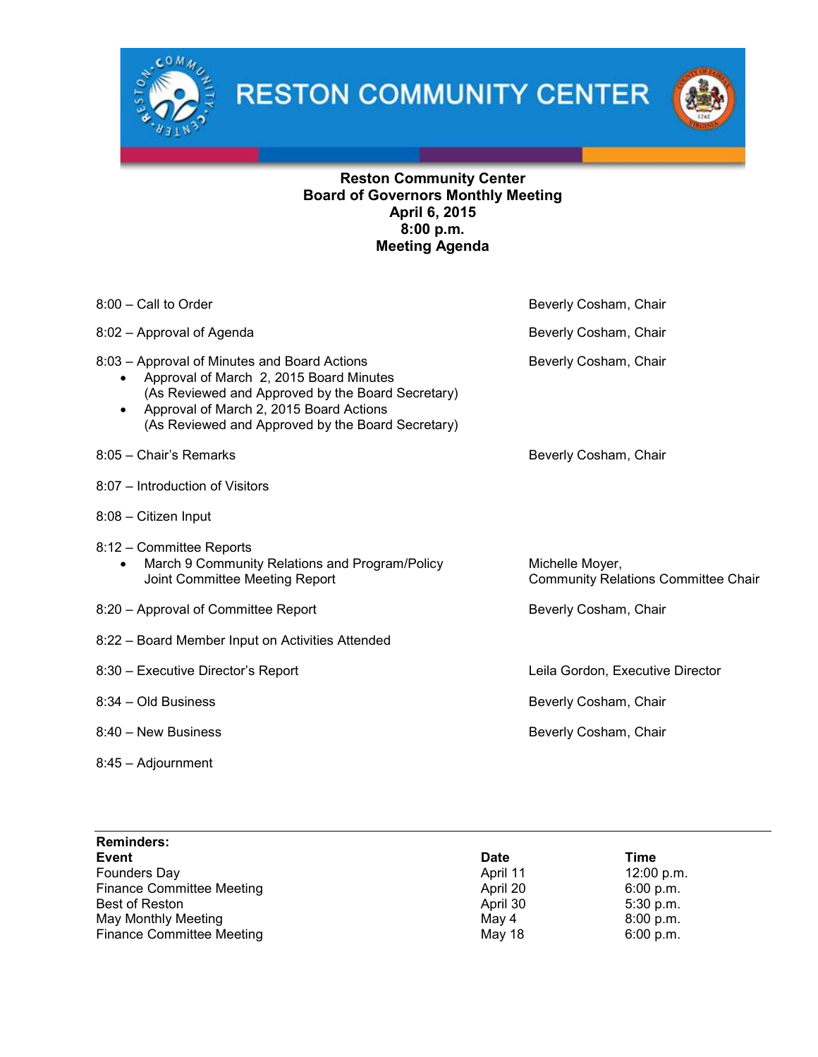# RESTON COMMUNITY CENTER

**Reston Community Center**
**Board of Governors Monthly Meeting**
**April 6, 2015**
**8:00 p.m.**
**Meeting Agenda**

| Agenda Item | Presenter |
|---|---|
| 8:00 – Call to Order | Beverly Cosham, Chair |
| 8:02 – Approval of Agenda | Beverly Cosham, Chair |
| 8:03 – Approval of Minutes and Board Actions<br>• Approval of March 2, 2015 Board Minutes (As Reviewed and Approved by the Board Secretary)<br>• Approval of March 2, 2015 Board Actions (As Reviewed and Approved by the Board Secretary) | Beverly Cosham, Chair |
| 8:05 – Chair's Remarks | Beverly Cosham, Chair |
| 8:07 – Introduction of Visitors | |
| 8:08 – Citizen Input | |
| 8:12 – Committee Reports<br>• March 9 Community Relations and Program/Policy Joint Committee Meeting Report | Michelle Moyer, Community Relations Committee Chair |
| 8:20 – Approval of Committee Report | Beverly Cosham, Chair |
| 8:22 – Board Member Input on Activities Attended | |
| 8:30 – Executive Director's Report | Leila Gordon, Executive Director |
| 8:34 – Old Business | Beverly Cosham, Chair |
| 8:40 – New Business | Beverly Cosham, Chair |
| 8:45 – Adjournment | |

**Reminders:**

| **Event** | **Date** | **Time** |
|---|---|---|
| Founders Day | April 11 | 12:00 p.m. |
| Finance Committee Meeting | April 20 | 6:00 p.m. |
| Best of Reston | April 30 | 5:30 p.m. |
| May Monthly Meeting | May 4 | 8:00 p.m. |
| Finance Committee Meeting | May 18 | 6:00 p.m. |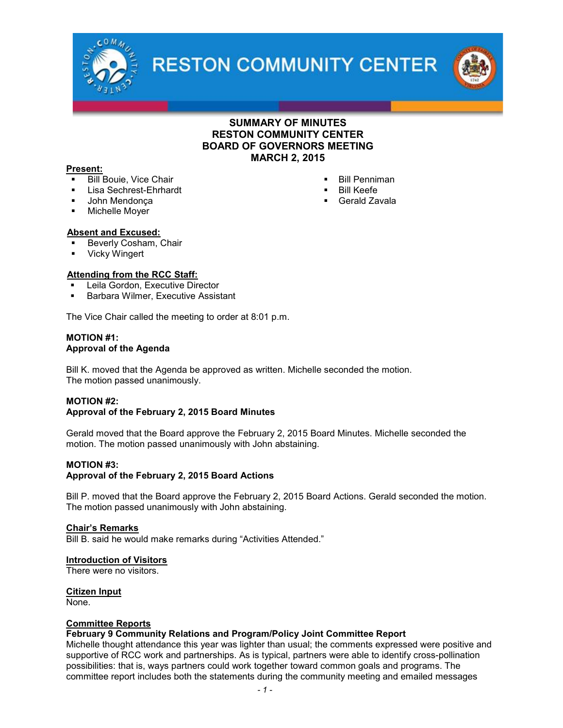# SUMMARY OF MINUTES
# RESTON COMMUNITY CENTER
# BOARD OF GOVERNORS MEETING
# MARCH 2, 2015

**Present:**

- Bill Bouie, Vice Chair
- Lisa Sechrest-Ehrhardt
- John Mendonça
- Michelle Moyer
- Bill Penniman
- Bill Keefe
- Gerald Zavala

**Absent and Excused:**

- Beverly Cosham, Chair
- Vicky Wingert

**Attending from the RCC Staff:**

- Leila Gordon, Executive Director
- Barbara Wilmer, Executive Assistant

The Vice Chair called the meeting to order at 8:01 p.m.

**MOTION #1:**
**Approval of the Agenda**

Bill K. moved that the Agenda be approved as written. Michelle seconded the motion. The motion passed unanimously.

**MOTION #2:**
**Approval of the February 2, 2015 Board Minutes**

Gerald moved that the Board approve the February 2, 2015 Board Minutes. Michelle seconded the motion. The motion passed unanimously with John abstaining.

**MOTION #3:**
**Approval of the February 2, 2015 Board Actions**

Bill P. moved that the Board approve the February 2, 2015 Board Actions. Gerald seconded the motion. The motion passed unanimously with John abstaining.

**Chair's Remarks**

Bill B. said he would make remarks during "Activities Attended."

**Introduction of Visitors**

There were no visitors.

**Citizen Input**

None.

**Committee Reports**

**February 9 Community Relations and Program/Policy Joint Committee Report**

Michelle thought attendance this year was lighter than usual; the comments expressed were positive and supportive of RCC work and partnerships. As is typical, partners were able to identify cross-pollination possibilities: that is, ways partners could work together toward common goals and programs. The committee report includes both the statements during the community meeting and emailed messages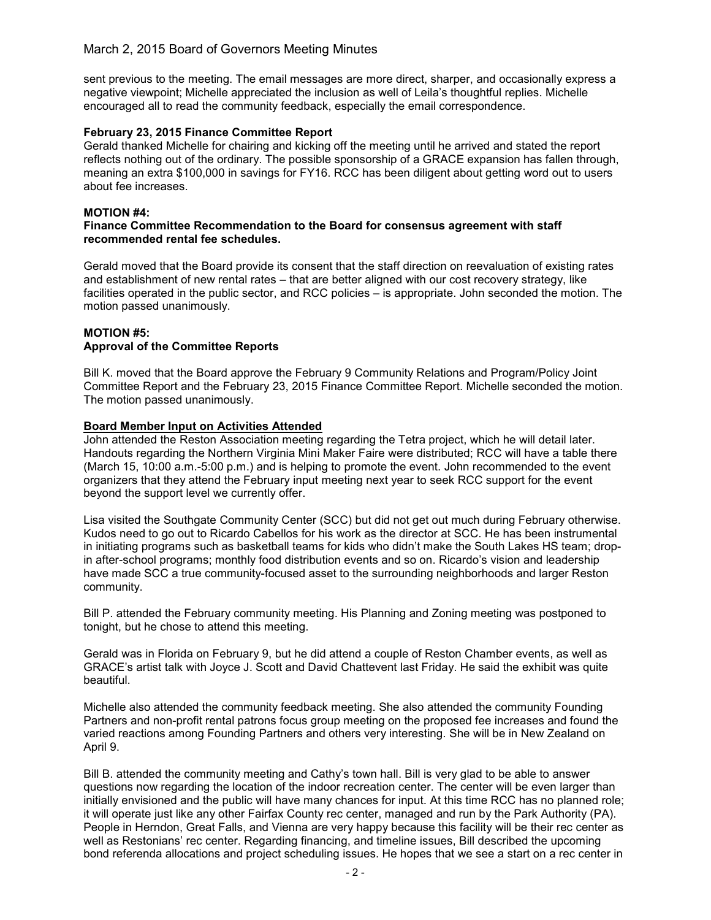sent previous to the meeting. The email messages are more direct, sharper, and occasionally express a negative viewpoint; Michelle appreciated the inclusion as well of Leila's thoughtful replies. Michelle encouraged all to read the community feedback, especially the email correspondence.

**February 23, 2015 Finance Committee Report**

Gerald thanked Michelle for chairing and kicking off the meeting until he arrived and stated the report reflects nothing out of the ordinary. The possible sponsorship of a GRACE expansion has fallen through, meaning an extra $100,000 in savings for FY16. RCC has been diligent about getting word out to users about fee increases.

**MOTION #4:**
**Finance Committee Recommendation to the Board for consensus agreement with staff recommended rental fee schedules.**

Gerald moved that the Board provide its consent that the staff direction on reevaluation of existing rates and establishment of new rental rates – that are better aligned with our cost recovery strategy, like facilities operated in the public sector, and RCC policies – is appropriate. John seconded the motion. The motion passed unanimously.

**MOTION #5:**
**Approval of the Committee Reports**

Bill K. moved that the Board approve the February 9 Community Relations and Program/Policy Joint Committee Report and the February 23, 2015 Finance Committee Report. Michelle seconded the motion. The motion passed unanimously.

**Board Member Input on Activities Attended**

John attended the Reston Association meeting regarding the Tetra project, which he will detail later. Handouts regarding the Northern Virginia Mini Maker Faire were distributed; RCC will have a table there (March 15, 10:00 a.m.-5:00 p.m.) and is helping to promote the event. John recommended to the event organizers that they attend the February input meeting next year to seek RCC support for the event beyond the support level we currently offer.

Lisa visited the Southgate Community Center (SCC) but did not get out much during February otherwise. Kudos need to go out to Ricardo Cabellos for his work as the director at SCC. He has been instrumental in initiating programs such as basketball teams for kids who didn't make the South Lakes HS team; drop-in after-school programs; monthly food distribution events and so on. Ricardo's vision and leadership have made SCC a true community-focused asset to the surrounding neighborhoods and larger Reston community.

Bill P. attended the February community meeting. His Planning and Zoning meeting was postponed to tonight, but he chose to attend this meeting.

Gerald was in Florida on February 9, but he did attend a couple of Reston Chamber events, as well as GRACE's artist talk with Joyce J. Scott and David Chattevent last Friday. He said the exhibit was quite beautiful.

Michelle also attended the community feedback meeting. She also attended the community Founding Partners and non-profit rental patrons focus group meeting on the proposed fee increases and found the varied reactions among Founding Partners and others very interesting. She will be in New Zealand on April 9.

Bill B. attended the community meeting and Cathy's town hall. Bill is very glad to be able to answer questions now regarding the location of the indoor recreation center. The center will be even larger than initially envisioned and the public will have many chances for input. At this time RCC has no planned role; it will operate just like any other Fairfax County rec center, managed and run by the Park Authority (PA). People in Herndon, Great Falls, and Vienna are very happy because this facility will be their rec center as well as Restonians' rec center. Regarding financing, and timeline issues, Bill described the upcoming bond referenda allocations and project scheduling issues. He hopes that we see a start on a rec center in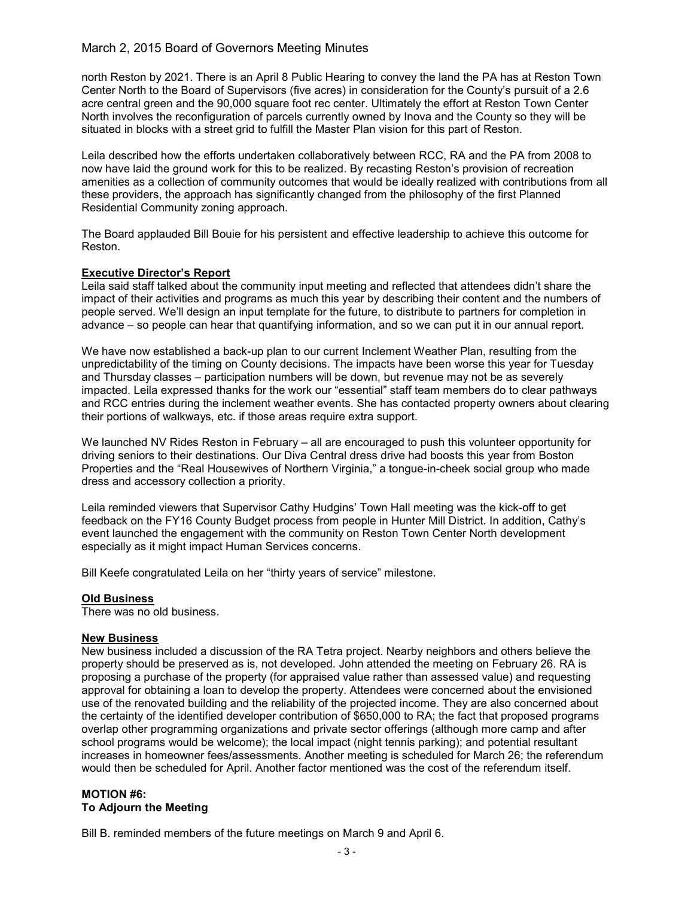north Reston by 2021. There is an April 8 Public Hearing to convey the land the PA has at Reston Town Center North to the Board of Supervisors (five acres) in consideration for the County's pursuit of a 2.6 acre central green and the 90,000 square foot rec center. Ultimately the effort at Reston Town Center North involves the reconfiguration of parcels currently owned by Inova and the County so they will be situated in blocks with a street grid to fulfill the Master Plan vision for this part of Reston.

Leila described how the efforts undertaken collaboratively between RCC, RA and the PA from 2008 to now have laid the ground work for this to be realized. By recasting Reston's provision of recreation amenities as a collection of community outcomes that would be ideally realized with contributions from all these providers, the approach has significantly changed from the philosophy of the first Planned Residential Community zoning approach.

The Board applauded Bill Bouie for his persistent and effective leadership to achieve this outcome for Reston.

**Executive Director's Report**

Leila said staff talked about the community input meeting and reflected that attendees didn't share the impact of their activities and programs as much this year by describing their content and the numbers of people served. We'll design an input template for the future, to distribute to partners for completion in advance – so people can hear that quantifying information, and so we can put it in our annual report.

We have now established a back-up plan to our current Inclement Weather Plan, resulting from the unpredictability of the timing on County decisions. The impacts have been worse this year for Tuesday and Thursday classes – participation numbers will be down, but revenue may not be as severely impacted. Leila expressed thanks for the work our "essential" staff team members do to clear pathways and RCC entries during the inclement weather events. She has contacted property owners about clearing their portions of walkways, etc. if those areas require extra support.

We launched NV Rides Reston in February – all are encouraged to push this volunteer opportunity for driving seniors to their destinations. Our Diva Central dress drive had boosts this year from Boston Properties and the "Real Housewives of Northern Virginia," a tongue-in-cheek social group who made dress and accessory collection a priority.

Leila reminded viewers that Supervisor Cathy Hudgins' Town Hall meeting was the kick-off to get feedback on the FY16 County Budget process from people in Hunter Mill District. In addition, Cathy's event launched the engagement with the community on Reston Town Center North development especially as it might impact Human Services concerns.

Bill Keefe congratulated Leila on her "thirty years of service" milestone.

**Old Business**

There was no old business.

**New Business**

New business included a discussion of the RA Tetra project. Nearby neighbors and others believe the property should be preserved as is, not developed. John attended the meeting on February 26. RA is proposing a purchase of the property (for appraised value rather than assessed value) and requesting approval for obtaining a loan to develop the property. Attendees were concerned about the envisioned use of the renovated building and the reliability of the projected income. They are also concerned about the certainty of the identified developer contribution of $650,000 to RA; the fact that proposed programs overlap other programming organizations and private sector offerings (although more camp and after school programs would be welcome); the local impact (night tennis parking); and potential resultant increases in homeowner fees/assessments. Another meeting is scheduled for March 26; the referendum would then be scheduled for April. Another factor mentioned was the cost of the referendum itself.

**MOTION #6:**
**To Adjourn the Meeting**

Bill B. reminded members of the future meetings on March 9 and April 6.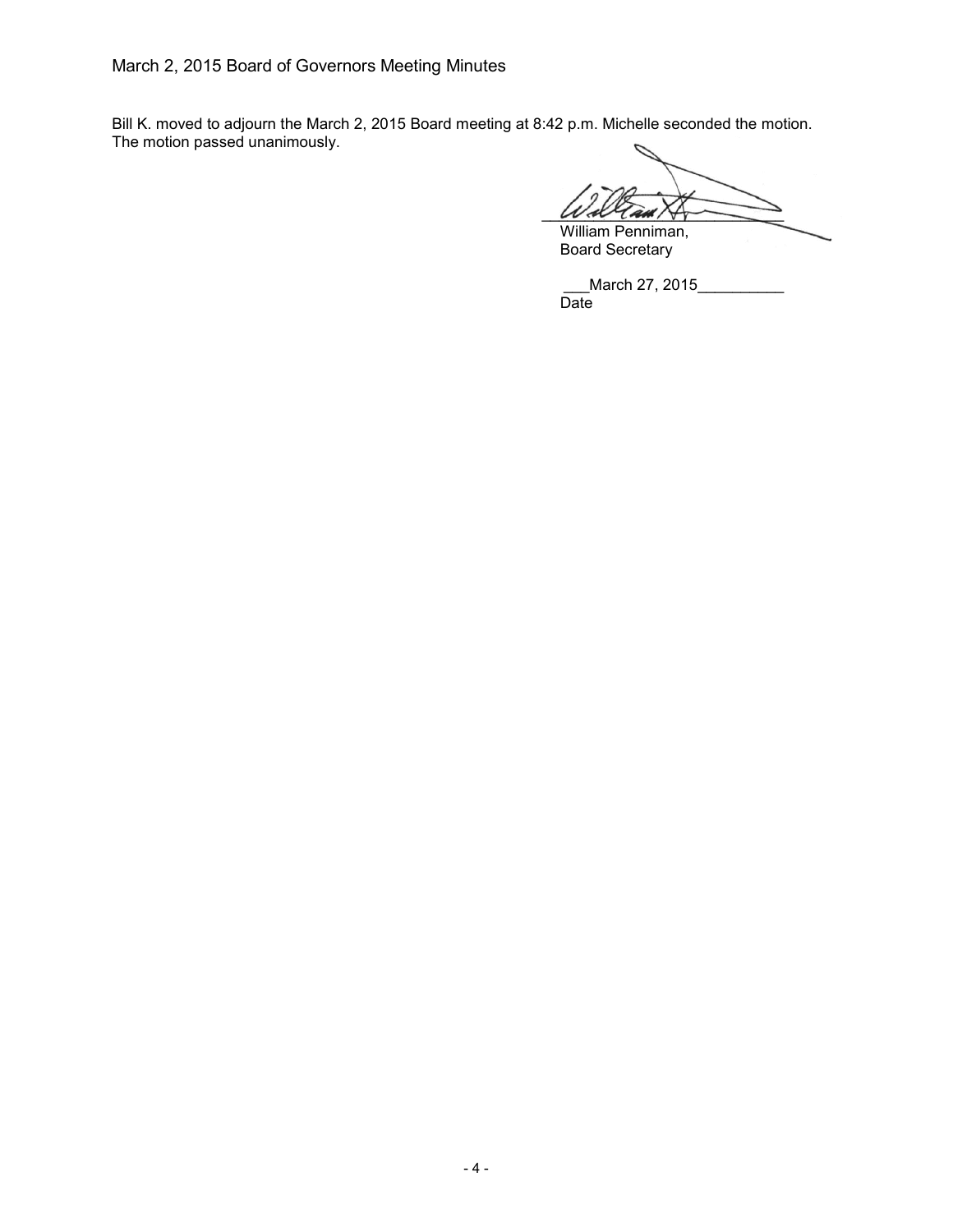Bill K. moved to adjourn the March 2, 2015 Board meeting at 8:42 p.m. Michelle seconded the motion. The motion passed unanimously.

William Penniman,
Board Secretary

___March 27, 2015__________
Date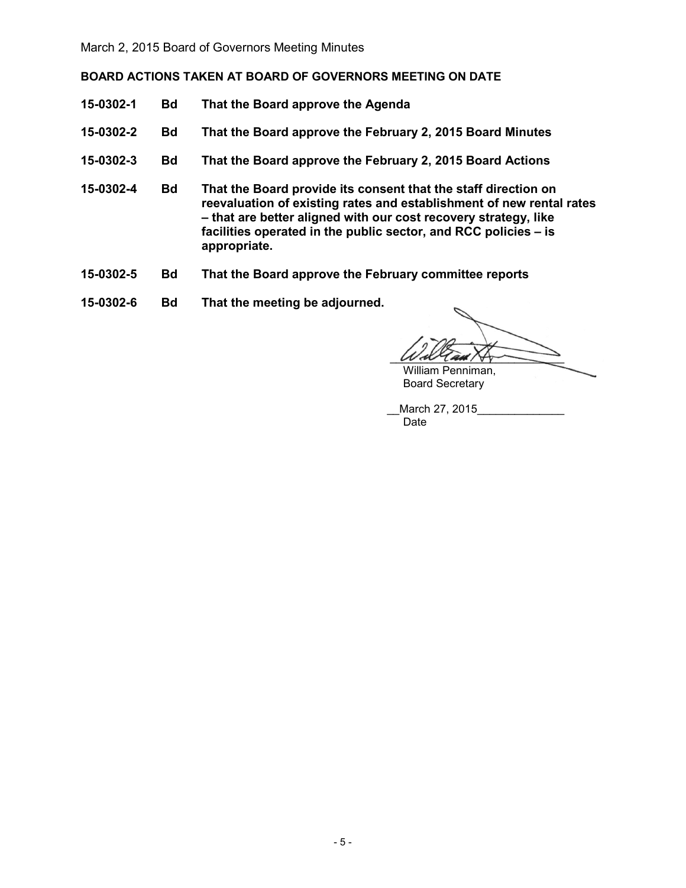**BOARD ACTIONS TAKEN AT BOARD OF GOVERNORS MEETING ON DATE**

| | | |
|---|---|---|
| **15-0302-1** | **Bd** | **That the Board approve the Agenda** |
| **15-0302-2** | **Bd** | **That the Board approve the February 2, 2015 Board Minutes** |
| **15-0302-3** | **Bd** | **That the Board approve the February 2, 2015 Board Actions** |
| **15-0302-4** | **Bd** | **That the Board provide its consent that the staff direction on reevaluation of existing rates and establishment of new rental rates – that are better aligned with our cost recovery strategy, like facilities operated in the public sector, and RCC policies – is appropriate.** |
| **15-0302-5** | **Bd** | **That the Board approve the February committee reports** |
| **15-0302-6** | **Bd** | **That the meeting be adjourned.** |

William Penniman,
Board Secretary

__March 27, 2015______________
Date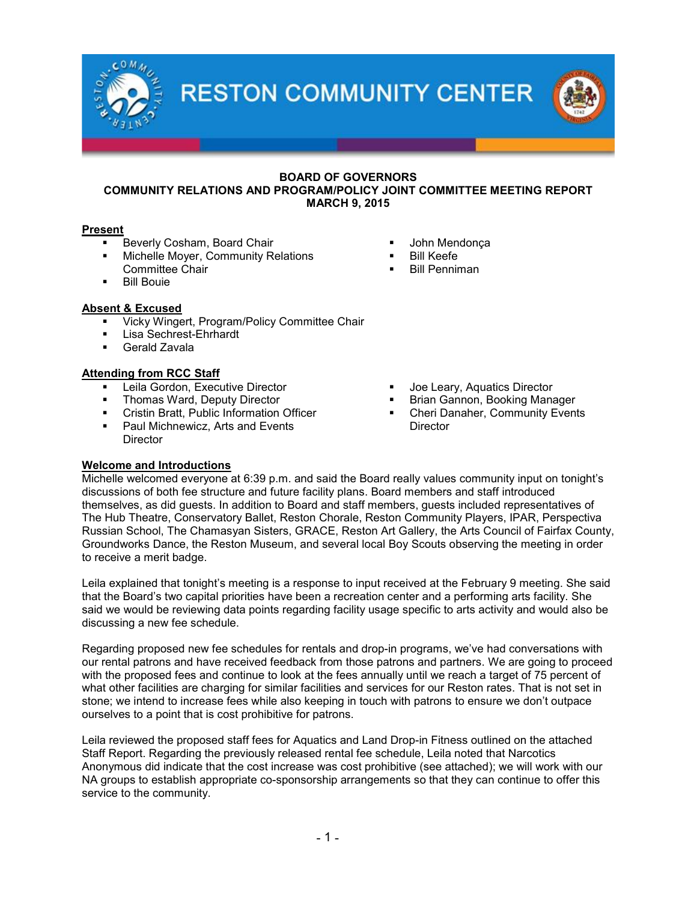# RESTON COMMUNITY CENTER

**BOARD OF GOVERNORS**
**COMMUNITY RELATIONS AND PROGRAM/POLICY JOINT COMMITTEE MEETING REPORT**
**MARCH 9, 2015**

**Present**

- Beverly Cosham, Board Chair
- Michelle Moyer, Community Relations Committee Chair
- Bill Bouie
- John Mendonça
- Bill Keefe
- Bill Penniman

**Absent & Excused**

- Vicky Wingert, Program/Policy Committee Chair
- Lisa Sechrest-Ehrhardt
- Gerald Zavala

**Attending from RCC Staff**

- Leila Gordon, Executive Director
- Thomas Ward, Deputy Director
- Cristin Bratt, Public Information Officer
- Paul Michnewicz, Arts and Events Director
- Joe Leary, Aquatics Director
- Brian Gannon, Booking Manager
- Cheri Danaher, Community Events Director

**Welcome and Introductions**

Michelle welcomed everyone at 6:39 p.m. and said the Board really values community input on tonight's discussions of both fee structure and future facility plans. Board members and staff introduced themselves, as did guests. In addition to Board and staff members, guests included representatives of The Hub Theatre, Conservatory Ballet, Reston Chorale, Reston Community Players, IPAR, Perspectiva Russian School, The Chamasyan Sisters, GRACE, Reston Art Gallery, the Arts Council of Fairfax County, Groundworks Dance, the Reston Museum, and several local Boy Scouts observing the meeting in order to receive a merit badge.

Leila explained that tonight's meeting is a response to input received at the February 9 meeting. She said that the Board's two capital priorities have been a recreation center and a performing arts facility. She said we would be reviewing data points regarding facility usage specific to arts activity and would also be discussing a new fee schedule.

Regarding proposed new fee schedules for rentals and drop-in programs, we've had conversations with our rental patrons and have received feedback from those patrons and partners. We are going to proceed with the proposed fees and continue to look at the fees annually until we reach a target of 75 percent of what other facilities are charging for similar facilities and services for our Reston rates. That is not set in stone; we intend to increase fees while also keeping in touch with patrons to ensure we don't outpace ourselves to a point that is cost prohibitive for patrons.

Leila reviewed the proposed staff fees for Aquatics and Land Drop-in Fitness outlined on the attached Staff Report. Regarding the previously released rental fee schedule, Leila noted that Narcotics Anonymous did indicate that the cost increase was cost prohibitive (see attached); we will work with our NA groups to establish appropriate co-sponsorship arrangements so that they can continue to offer this service to the community.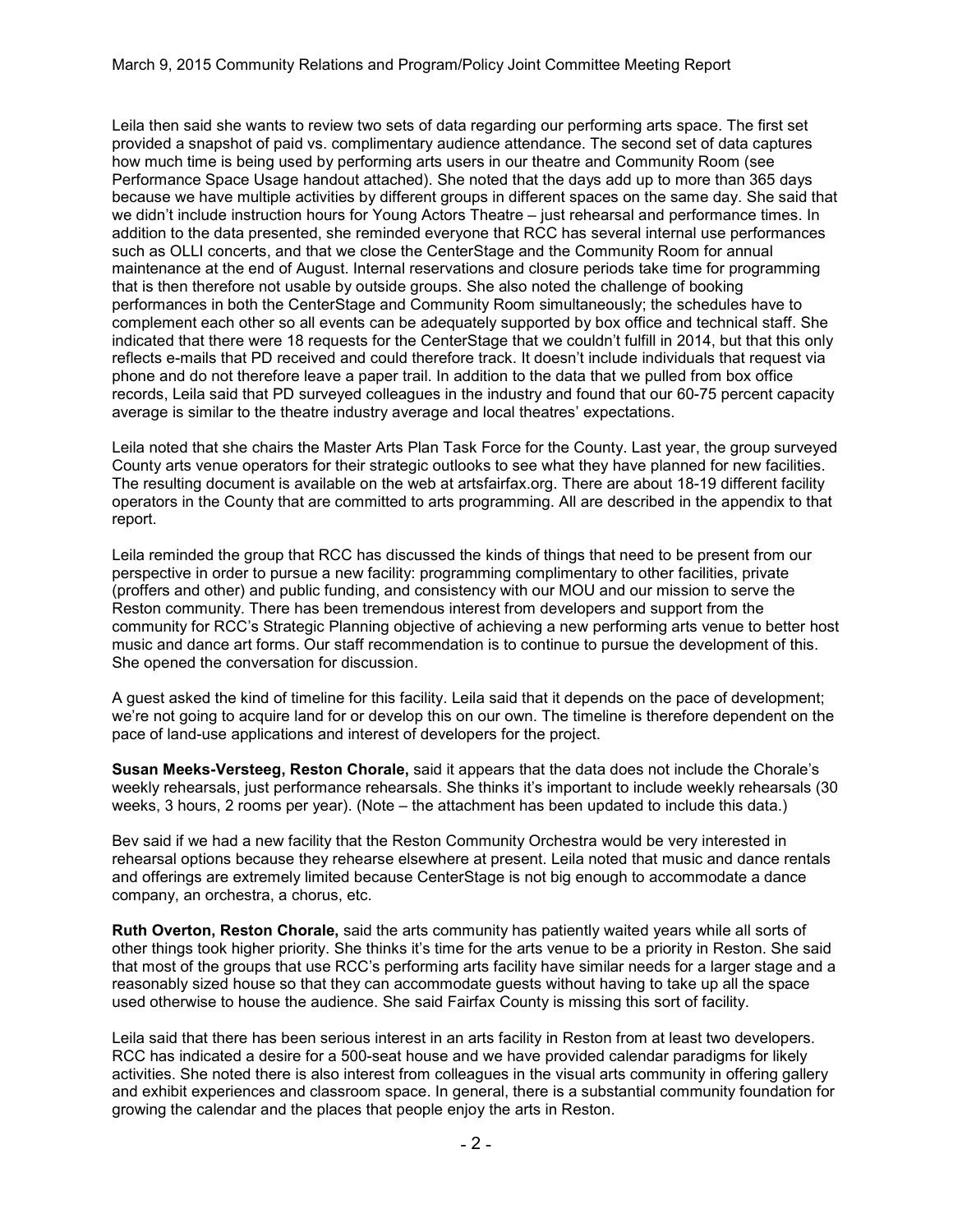Leila then said she wants to review two sets of data regarding our performing arts space. The first set provided a snapshot of paid vs. complimentary audience attendance. The second set of data captures how much time is being used by performing arts users in our theatre and Community Room (see Performance Space Usage handout attached). She noted that the days add up to more than 365 days because we have multiple activities by different groups in different spaces on the same day. She said that we didn't include instruction hours for Young Actors Theatre – just rehearsal and performance times. In addition to the data presented, she reminded everyone that RCC has several internal use performances such as OLLI concerts, and that we close the CenterStage and the Community Room for annual maintenance at the end of August. Internal reservations and closure periods take time for programming that is then therefore not usable by outside groups. She also noted the challenge of booking performances in both the CenterStage and Community Room simultaneously; the schedules have to complement each other so all events can be adequately supported by box office and technical staff. She indicated that there were 18 requests for the CenterStage that we couldn't fulfill in 2014, but that this only reflects e-mails that PD received and could therefore track. It doesn't include individuals that request via phone and do not therefore leave a paper trail. In addition to the data that we pulled from box office records, Leila said that PD surveyed colleagues in the industry and found that our 60-75 percent capacity average is similar to the theatre industry average and local theatres' expectations.

Leila noted that she chairs the Master Arts Plan Task Force for the County. Last year, the group surveyed County arts venue operators for their strategic outlooks to see what they have planned for new facilities. The resulting document is available on the web at artsfairfax.org. There are about 18-19 different facility operators in the County that are committed to arts programming. All are described in the appendix to that report.

Leila reminded the group that RCC has discussed the kinds of things that need to be present from our perspective in order to pursue a new facility: programming complimentary to other facilities, private (proffers and other) and public funding, and consistency with our MOU and our mission to serve the Reston community. There has been tremendous interest from developers and support from the community for RCC's Strategic Planning objective of achieving a new performing arts venue to better host music and dance art forms. Our staff recommendation is to continue to pursue the development of this. She opened the conversation for discussion.

A guest asked the kind of timeline for this facility. Leila said that it depends on the pace of development; we're not going to acquire land for or develop this on our own. The timeline is therefore dependent on the pace of land-use applications and interest of developers for the project.

**Susan Meeks-Versteeg, Reston Chorale,** said it appears that the data does not include the Chorale's weekly rehearsals, just performance rehearsals. She thinks it's important to include weekly rehearsals (30 weeks, 3 hours, 2 rooms per year). (Note – the attachment has been updated to include this data.)

Bev said if we had a new facility that the Reston Community Orchestra would be very interested in rehearsal options because they rehearse elsewhere at present. Leila noted that music and dance rentals and offerings are extremely limited because CenterStage is not big enough to accommodate a dance company, an orchestra, a chorus, etc.

**Ruth Overton, Reston Chorale,** said the arts community has patiently waited years while all sorts of other things took higher priority. She thinks it's time for the arts venue to be a priority in Reston. She said that most of the groups that use RCC's performing arts facility have similar needs for a larger stage and a reasonably sized house so that they can accommodate guests without having to take up all the space used otherwise to house the audience. She said Fairfax County is missing this sort of facility.

Leila said that there has been serious interest in an arts facility in Reston from at least two developers. RCC has indicated a desire for a 500-seat house and we have provided calendar paradigms for likely activities. She noted there is also interest from colleagues in the visual arts community in offering gallery and exhibit experiences and classroom space. In general, there is a substantial community foundation for growing the calendar and the places that people enjoy the arts in Reston.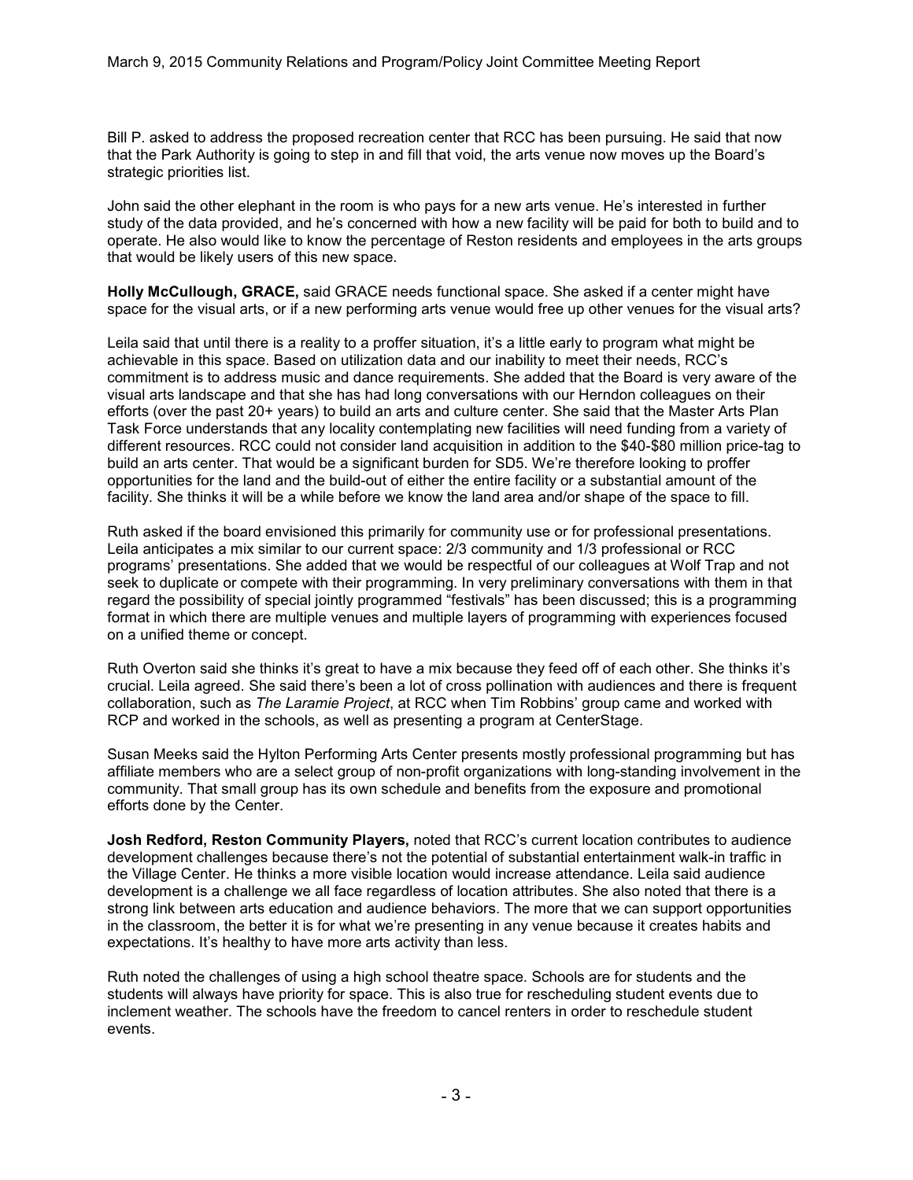Bill P. asked to address the proposed recreation center that RCC has been pursuing. He said that now that the Park Authority is going to step in and fill that void, the arts venue now moves up the Board's strategic priorities list.

John said the other elephant in the room is who pays for a new arts venue. He's interested in further study of the data provided, and he's concerned with how a new facility will be paid for both to build and to operate. He also would like to know the percentage of Reston residents and employees in the arts groups that would be likely users of this new space.

**Holly McCullough, GRACE,** said GRACE needs functional space. She asked if a center might have space for the visual arts, or if a new performing arts venue would free up other venues for the visual arts?

Leila said that until there is a reality to a proffer situation, it's a little early to program what might be achievable in this space. Based on utilization data and our inability to meet their needs, RCC's commitment is to address music and dance requirements. She added that the Board is very aware of the visual arts landscape and that she has had long conversations with our Herndon colleagues on their efforts (over the past 20+ years) to build an arts and culture center. She said that the Master Arts Plan Task Force understands that any locality contemplating new facilities will need funding from a variety of different resources. RCC could not consider land acquisition in addition to the $40-$80 million price-tag to build an arts center. That would be a significant burden for SD5. We're therefore looking to proffer opportunities for the land and the build-out of either the entire facility or a substantial amount of the facility. She thinks it will be a while before we know the land area and/or shape of the space to fill.

Ruth asked if the board envisioned this primarily for community use or for professional presentations. Leila anticipates a mix similar to our current space: 2/3 community and 1/3 professional or RCC programs' presentations. She added that we would be respectful of our colleagues at Wolf Trap and not seek to duplicate or compete with their programming. In very preliminary conversations with them in that regard the possibility of special jointly programmed "festivals" has been discussed; this is a programming format in which there are multiple venues and multiple layers of programming with experiences focused on a unified theme or concept.

Ruth Overton said she thinks it's great to have a mix because they feed off of each other. She thinks it's crucial. Leila agreed. She said there's been a lot of cross pollination with audiences and there is frequent collaboration, such as *The Laramie Project*, at RCC when Tim Robbins' group came and worked with RCP and worked in the schools, as well as presenting a program at CenterStage.

Susan Meeks said the Hylton Performing Arts Center presents mostly professional programming but has affiliate members who are a select group of non-profit organizations with long-standing involvement in the community. That small group has its own schedule and benefits from the exposure and promotional efforts done by the Center.

**Josh Redford, Reston Community Players,** noted that RCC's current location contributes to audience development challenges because there's not the potential of substantial entertainment walk-in traffic in the Village Center. He thinks a more visible location would increase attendance. Leila said audience development is a challenge we all face regardless of location attributes. She also noted that there is a strong link between arts education and audience behaviors. The more that we can support opportunities in the classroom, the better it is for what we're presenting in any venue because it creates habits and expectations. It's healthy to have more arts activity than less.

Ruth noted the challenges of using a high school theatre space. Schools are for students and the students will always have priority for space. This is also true for rescheduling student events due to inclement weather. The schools have the freedom to cancel renters in order to reschedule student events.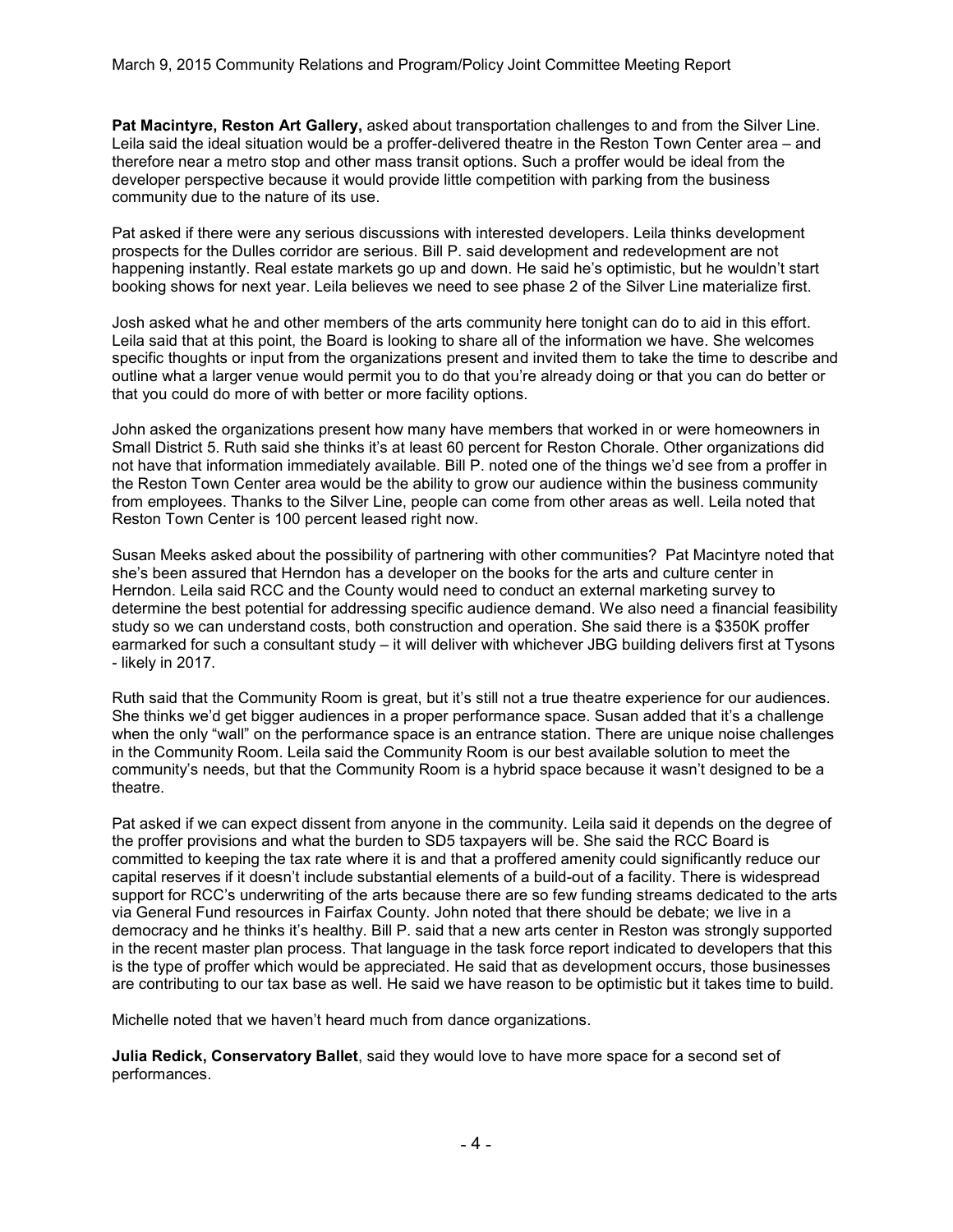**Pat Macintyre, Reston Art Gallery,** asked about transportation challenges to and from the Silver Line. Leila said the ideal situation would be a proffer-delivered theatre in the Reston Town Center area – and therefore near a metro stop and other mass transit options. Such a proffer would be ideal from the developer perspective because it would provide little competition with parking from the business community due to the nature of its use.

Pat asked if there were any serious discussions with interested developers. Leila thinks development prospects for the Dulles corridor are serious. Bill P. said development and redevelopment are not happening instantly. Real estate markets go up and down. He said he's optimistic, but he wouldn't start booking shows for next year. Leila believes we need to see phase 2 of the Silver Line materialize first.

Josh asked what he and other members of the arts community here tonight can do to aid in this effort. Leila said that at this point, the Board is looking to share all of the information we have. She welcomes specific thoughts or input from the organizations present and invited them to take the time to describe and outline what a larger venue would permit you to do that you're already doing or that you can do better or that you could do more of with better or more facility options.

John asked the organizations present how many have members that worked in or were homeowners in Small District 5. Ruth said she thinks it's at least 60 percent for Reston Chorale. Other organizations did not have that information immediately available. Bill P. noted one of the things we'd see from a proffer in the Reston Town Center area would be the ability to grow our audience within the business community from employees. Thanks to the Silver Line, people can come from other areas as well. Leila noted that Reston Town Center is 100 percent leased right now.

Susan Meeks asked about the possibility of partnering with other communities? Pat Macintyre noted that she's been assured that Herndon has a developer on the books for the arts and culture center in Herndon. Leila said RCC and the County would need to conduct an external marketing survey to determine the best potential for addressing specific audience demand. We also need a financial feasibility study so we can understand costs, both construction and operation. She said there is a $350K proffer earmarked for such a consultant study – it will deliver with whichever JBG building delivers first at Tysons - likely in 2017.

Ruth said that the Community Room is great, but it's still not a true theatre experience for our audiences. She thinks we'd get bigger audiences in a proper performance space. Susan added that it's a challenge when the only "wall" on the performance space is an entrance station. There are unique noise challenges in the Community Room. Leila said the Community Room is our best available solution to meet the community's needs, but that the Community Room is a hybrid space because it wasn't designed to be a theatre.

Pat asked if we can expect dissent from anyone in the community. Leila said it depends on the degree of the proffer provisions and what the burden to SD5 taxpayers will be. She said the RCC Board is committed to keeping the tax rate where it is and that a proffered amenity could significantly reduce our capital reserves if it doesn't include substantial elements of a build-out of a facility. There is widespread support for RCC's underwriting of the arts because there are so few funding streams dedicated to the arts via General Fund resources in Fairfax County. John noted that there should be debate; we live in a democracy and he thinks it's healthy. Bill P. said that a new arts center in Reston was strongly supported in the recent master plan process. That language in the task force report indicated to developers that this is the type of proffer which would be appreciated. He said that as development occurs, those businesses are contributing to our tax base as well. He said we have reason to be optimistic but it takes time to build.

Michelle noted that we haven't heard much from dance organizations.

**Julia Redick, Conservatory Ballet**, said they would love to have more space for a second set of performances.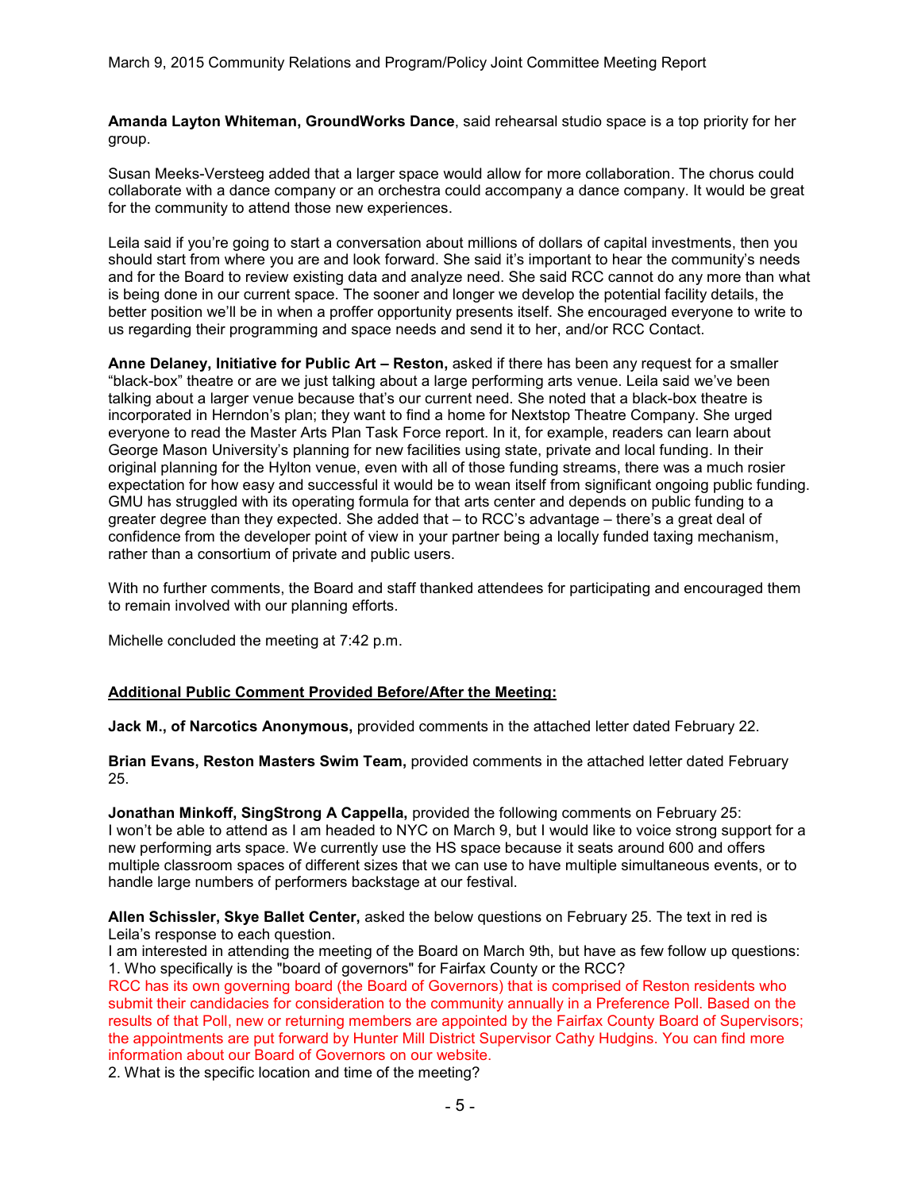**Amanda Layton Whiteman, GroundWorks Dance**, said rehearsal studio space is a top priority for her group.

Susan Meeks-Versteeg added that a larger space would allow for more collaboration. The chorus could collaborate with a dance company or an orchestra could accompany a dance company. It would be great for the community to attend those new experiences.

Leila said if you're going to start a conversation about millions of dollars of capital investments, then you should start from where you are and look forward. She said it's important to hear the community's needs and for the Board to review existing data and analyze need. She said RCC cannot do any more than what is being done in our current space. The sooner and longer we develop the potential facility details, the better position we'll be in when a proffer opportunity presents itself. She encouraged everyone to write to us regarding their programming and space needs and send it to her, and/or RCC Contact.

**Anne Delaney, Initiative for Public Art – Reston,** asked if there has been any request for a smaller "black-box" theatre or are we just talking about a large performing arts venue. Leila said we've been talking about a larger venue because that's our current need. She noted that a black-box theatre is incorporated in Herndon's plan; they want to find a home for Nextstop Theatre Company. She urged everyone to read the Master Arts Plan Task Force report. In it, for example, readers can learn about George Mason University's planning for new facilities using state, private and local funding. In their original planning for the Hylton venue, even with all of those funding streams, there was a much rosier expectation for how easy and successful it would be to wean itself from significant ongoing public funding. GMU has struggled with its operating formula for that arts center and depends on public funding to a greater degree than they expected. She added that – to RCC's advantage – there's a great deal of confidence from the developer point of view in your partner being a locally funded taxing mechanism, rather than a consortium of private and public users.

With no further comments, the Board and staff thanked attendees for participating and encouraged them to remain involved with our planning efforts.

Michelle concluded the meeting at 7:42 p.m.

**<u>Additional Public Comment Provided Before/After the Meeting:</u>**

**Jack M., of Narcotics Anonymous,** provided comments in the attached letter dated February 22.

**Brian Evans, Reston Masters Swim Team,** provided comments in the attached letter dated February 25.

**Jonathan Minkoff, SingStrong A Cappella,** provided the following comments on February 25:
I won't be able to attend as I am headed to NYC on March 9, but I would like to voice strong support for a new performing arts space. We currently use the HS space because it seats around 600 and offers multiple classroom spaces of different sizes that we can use to have multiple simultaneous events, or to handle large numbers of performers backstage at our festival.

**Allen Schissler, Skye Ballet Center,** asked the below questions on February 25. The text in red is Leila's response to each question.
I am interested in attending the meeting of the Board on March 9th, but have as few follow up questions:

1. Who specifically is the "board of governors" for Fairfax County or the RCC?
RCC has its own governing board (the Board of Governors) that is comprised of Reston residents who submit their candidacies for consideration to the community annually in a Preference Poll. Based on the results of that Poll, new or returning members are appointed by the Fairfax County Board of Supervisors; the appointments are put forward by Hunter Mill District Supervisor Cathy Hudgins. You can find more information about our Board of Governors on our website.
2. What is the specific location and time of the meeting?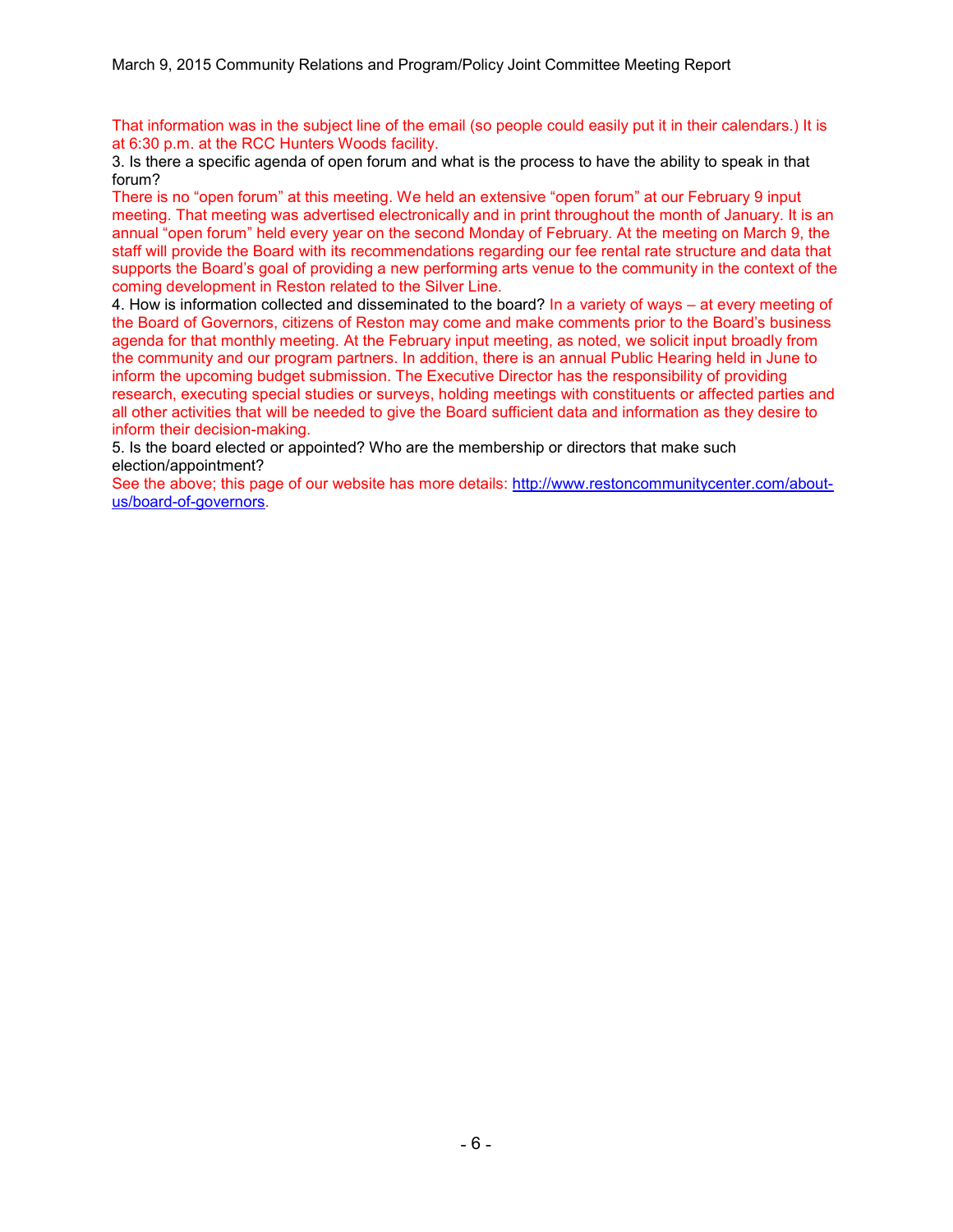That information was in the subject line of the email (so people could easily put it in their calendars.) It is at 6:30 p.m. at the RCC Hunters Woods facility.

3. Is there a specific agenda of open forum and what is the process to have the ability to speak in that forum?

There is no "open forum" at this meeting. We held an extensive "open forum" at our February 9 input meeting. That meeting was advertised electronically and in print throughout the month of January. It is an annual "open forum" held every year on the second Monday of February. At the meeting on March 9, the staff will provide the Board with its recommendations regarding our fee rental rate structure and data that supports the Board's goal of providing a new performing arts venue to the community in the context of the coming development in Reston related to the Silver Line.

4. How is information collected and disseminated to the board? In a variety of ways – at every meeting of the Board of Governors, citizens of Reston may come and make comments prior to the Board's business agenda for that monthly meeting. At the February input meeting, as noted, we solicit input broadly from the community and our program partners. In addition, there is an annual Public Hearing held in June to inform the upcoming budget submission. The Executive Director has the responsibility of providing research, executing special studies or surveys, holding meetings with constituents or affected parties and all other activities that will be needed to give the Board sufficient data and information as they desire to inform their decision-making.

5. Is the board elected or appointed? Who are the membership or directors that make such election/appointment?

See the above; this page of our website has more details: [http://www.restoncommunitycenter.com/about-us/board-of-governors](http://www.restoncommunitycenter.com/about-us/board-of-governors).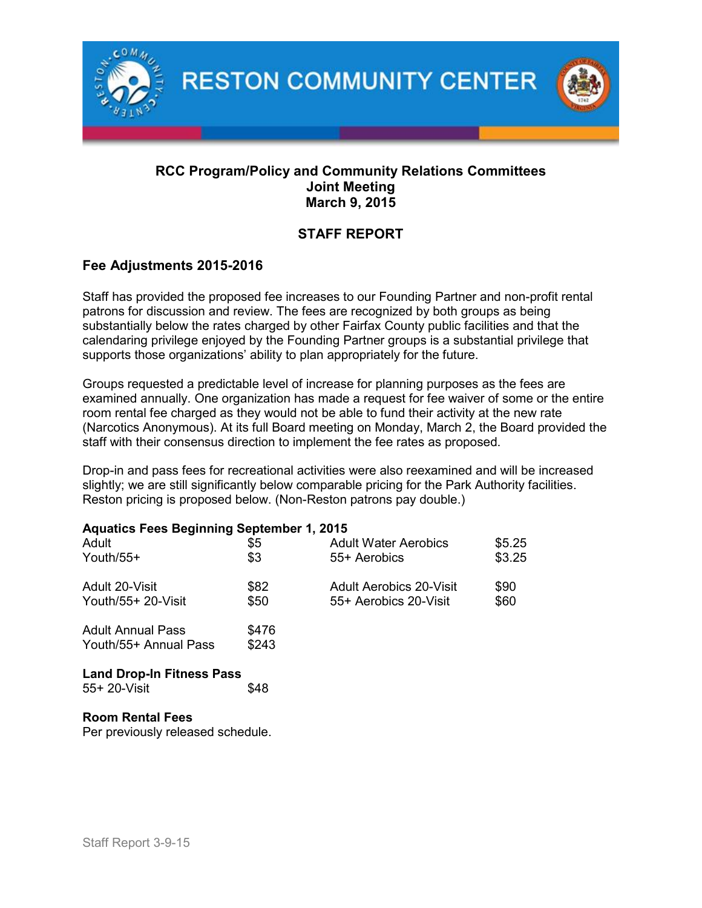# RESTON COMMUNITY CENTER

**RCC Program/Policy and Community Relations Committees**
**Joint Meeting**
**March 9, 2015**

## STAFF REPORT

### Fee Adjustments 2015-2016

Staff has provided the proposed fee increases to our Founding Partner and non-profit rental patrons for discussion and review. The fees are recognized by both groups as being substantially below the rates charged by other Fairfax County public facilities and that the calendaring privilege enjoyed by the Founding Partner groups is a substantial privilege that supports those organizations' ability to plan appropriately for the future.

Groups requested a predictable level of increase for planning purposes as the fees are examined annually. One organization has made a request for fee waiver of some or the entire room rental fee charged as they would not be able to fund their activity at the new rate (Narcotics Anonymous). At its full Board meeting on Monday, March 2, the Board provided the staff with their consensus direction to implement the fee rates as proposed.

Drop-in and pass fees for recreational activities were also reexamined and will be increased slightly; we are still significantly below comparable pricing for the Park Authority facilities. Reston pricing is proposed below. (Non-Reston patrons pay double.)

**Aquatics Fees Beginning September 1, 2015**

| | | | |
|---|---|---|---|
| Adult | $5 | Adult Water Aerobics | $5.25 |
| Youth/55+ | $3 | 55+ Aerobics | $3.25 |
| Adult 20-Visit | $82 | Adult Aerobics 20-Visit | $90 |
| Youth/55+ 20-Visit | $50 | 55+ Aerobics 20-Visit | $60 |
| Adult Annual Pass | $476 | | |
| Youth/55+ Annual Pass | $243 | | |

**Land Drop-In Fitness Pass**

55+ 20-Visit $48

**Room Rental Fees**

Per previously released schedule.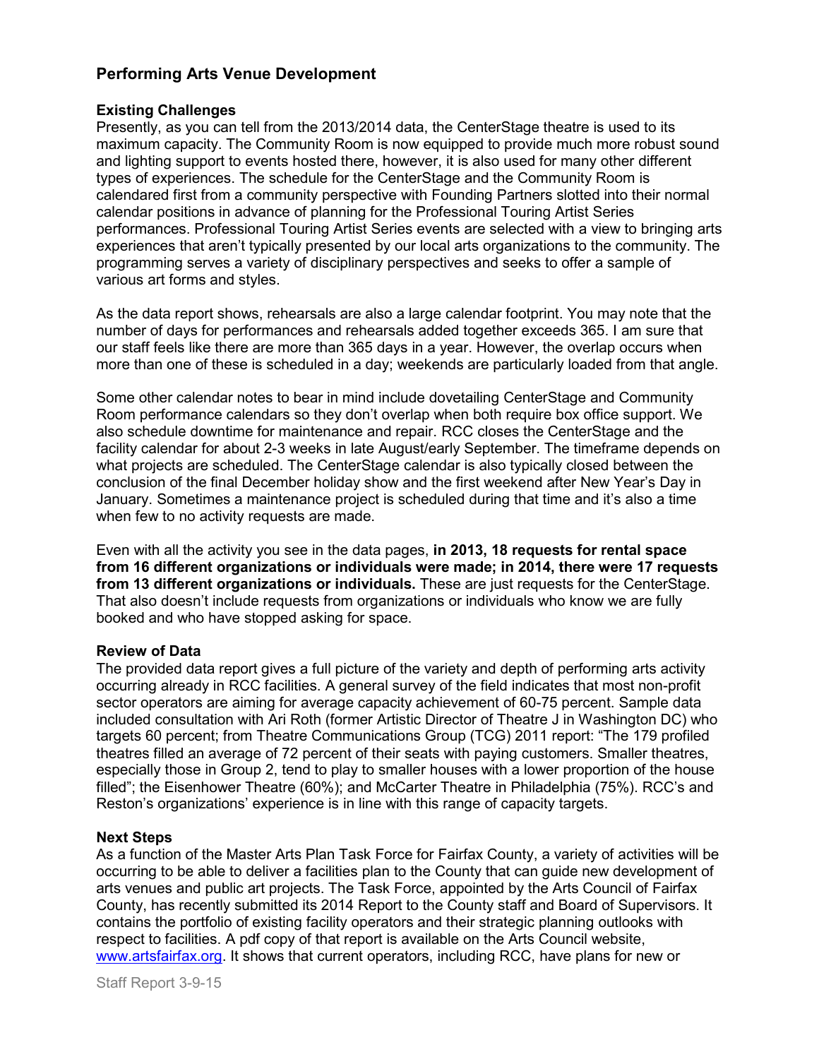## Performing Arts Venue Development

### Existing Challenges

Presently, as you can tell from the 2013/2014 data, the CenterStage theatre is used to its maximum capacity. The Community Room is now equipped to provide much more robust sound and lighting support to events hosted there, however, it is also used for many other different types of experiences. The schedule for the CenterStage and the Community Room is calendared first from a community perspective with Founding Partners slotted into their normal calendar positions in advance of planning for the Professional Touring Artist Series performances. Professional Touring Artist Series events are selected with a view to bringing arts experiences that aren't typically presented by our local arts organizations to the community. The programming serves a variety of disciplinary perspectives and seeks to offer a sample of various art forms and styles.

As the data report shows, rehearsals are also a large calendar footprint. You may note that the number of days for performances and rehearsals added together exceeds 365. I am sure that our staff feels like there are more than 365 days in a year. However, the overlap occurs when more than one of these is scheduled in a day; weekends are particularly loaded from that angle.

Some other calendar notes to bear in mind include dovetailing CenterStage and Community Room performance calendars so they don't overlap when both require box office support. We also schedule downtime for maintenance and repair. RCC closes the CenterStage and the facility calendar for about 2-3 weeks in late August/early September. The timeframe depends on what projects are scheduled. The CenterStage calendar is also typically closed between the conclusion of the final December holiday show and the first weekend after New Year's Day in January. Sometimes a maintenance project is scheduled during that time and it's also a time when few to no activity requests are made.

Even with all the activity you see in the data pages, **in 2013, 18 requests for rental space from 16 different organizations or individuals were made; in 2014, there were 17 requests from 13 different organizations or individuals.** These are just requests for the CenterStage. That also doesn't include requests from organizations or individuals who know we are fully booked and who have stopped asking for space.

### Review of Data

The provided data report gives a full picture of the variety and depth of performing arts activity occurring already in RCC facilities. A general survey of the field indicates that most non-profit sector operators are aiming for average capacity achievement of 60-75 percent. Sample data included consultation with Ari Roth (former Artistic Director of Theatre J in Washington DC) who targets 60 percent; from Theatre Communications Group (TCG) 2011 report: "The 179 profiled theatres filled an average of 72 percent of their seats with paying customers. Smaller theatres, especially those in Group 2, tend to play to smaller houses with a lower proportion of the house filled"; the Eisenhower Theatre (60%); and McCarter Theatre in Philadelphia (75%). RCC's and Reston's organizations' experience is in line with this range of capacity targets.

### Next Steps

As a function of the Master Arts Plan Task Force for Fairfax County, a variety of activities will be occurring to be able to deliver a facilities plan to the County that can guide new development of arts venues and public art projects. The Task Force, appointed by the Arts Council of Fairfax County, has recently submitted its 2014 Report to the County staff and Board of Supervisors. It contains the portfolio of existing facility operators and their strategic planning outlooks with respect to facilities. A pdf copy of that report is available on the Arts Council website, [www.artsfairfax.org](www.artsfairfax.org). It shows that current operators, including RCC, have plans for new or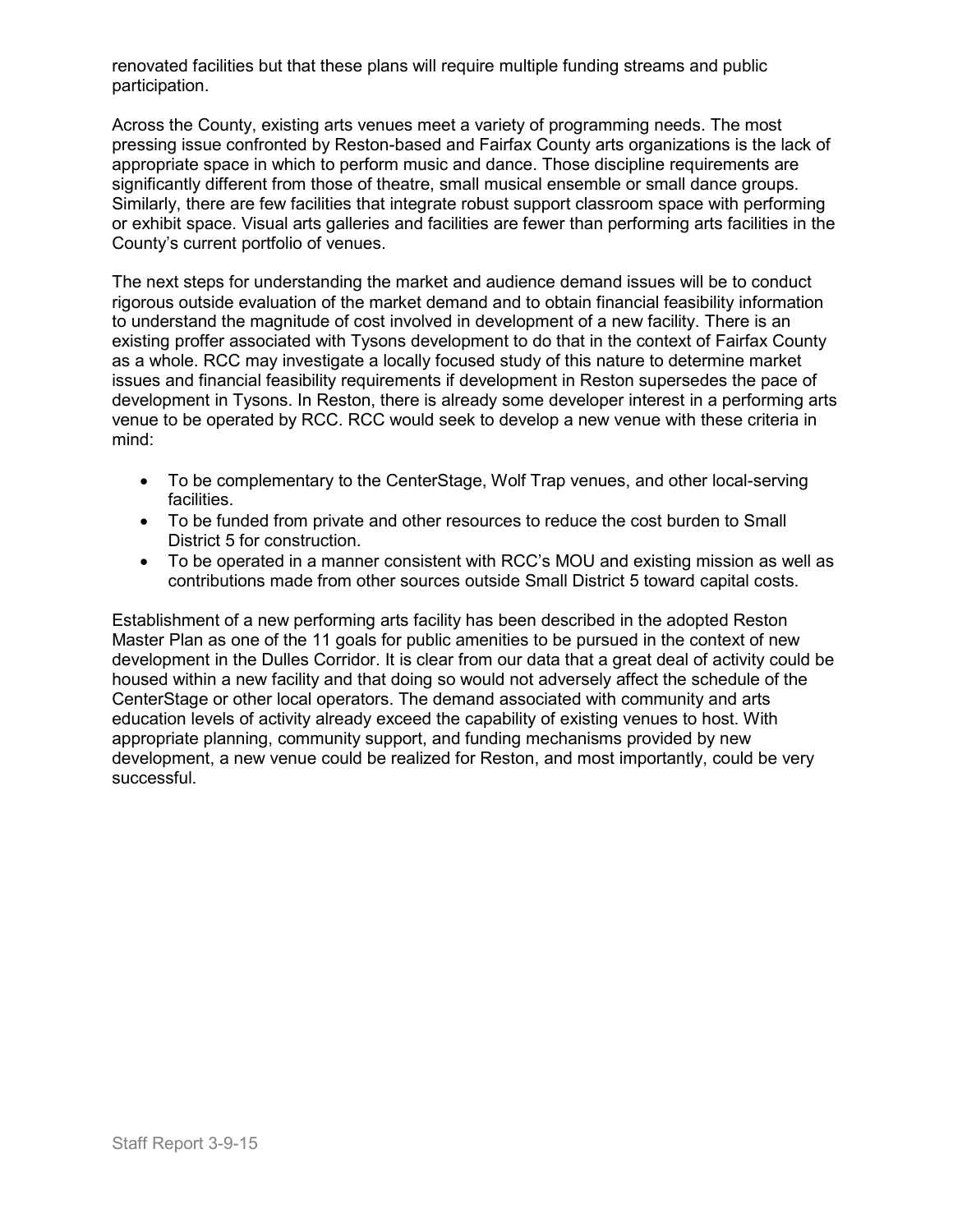renovated facilities but that these plans will require multiple funding streams and public participation.

Across the County, existing arts venues meet a variety of programming needs. The most pressing issue confronted by Reston-based and Fairfax County arts organizations is the lack of appropriate space in which to perform music and dance. Those discipline requirements are significantly different from those of theatre, small musical ensemble or small dance groups. Similarly, there are few facilities that integrate robust support classroom space with performing or exhibit space. Visual arts galleries and facilities are fewer than performing arts facilities in the County's current portfolio of venues.

The next steps for understanding the market and audience demand issues will be to conduct rigorous outside evaluation of the market demand and to obtain financial feasibility information to understand the magnitude of cost involved in development of a new facility. There is an existing proffer associated with Tysons development to do that in the context of Fairfax County as a whole. RCC may investigate a locally focused study of this nature to determine market issues and financial feasibility requirements if development in Reston supersedes the pace of development in Tysons. In Reston, there is already some developer interest in a performing arts venue to be operated by RCC. RCC would seek to develop a new venue with these criteria in mind:

- To be complementary to the CenterStage, Wolf Trap venues, and other local-serving facilities.
- To be funded from private and other resources to reduce the cost burden to Small District 5 for construction.
- To be operated in a manner consistent with RCC's MOU and existing mission as well as contributions made from other sources outside Small District 5 toward capital costs.

Establishment of a new performing arts facility has been described in the adopted Reston Master Plan as one of the 11 goals for public amenities to be pursued in the context of new development in the Dulles Corridor. It is clear from our data that a great deal of activity could be housed within a new facility and that doing so would not adversely affect the schedule of the CenterStage or other local operators. The demand associated with community and arts education levels of activity already exceed the capability of existing venues to host. With appropriate planning, community support, and funding mechanisms provided by new development, a new venue could be realized for Reston, and most importantly, could be very successful.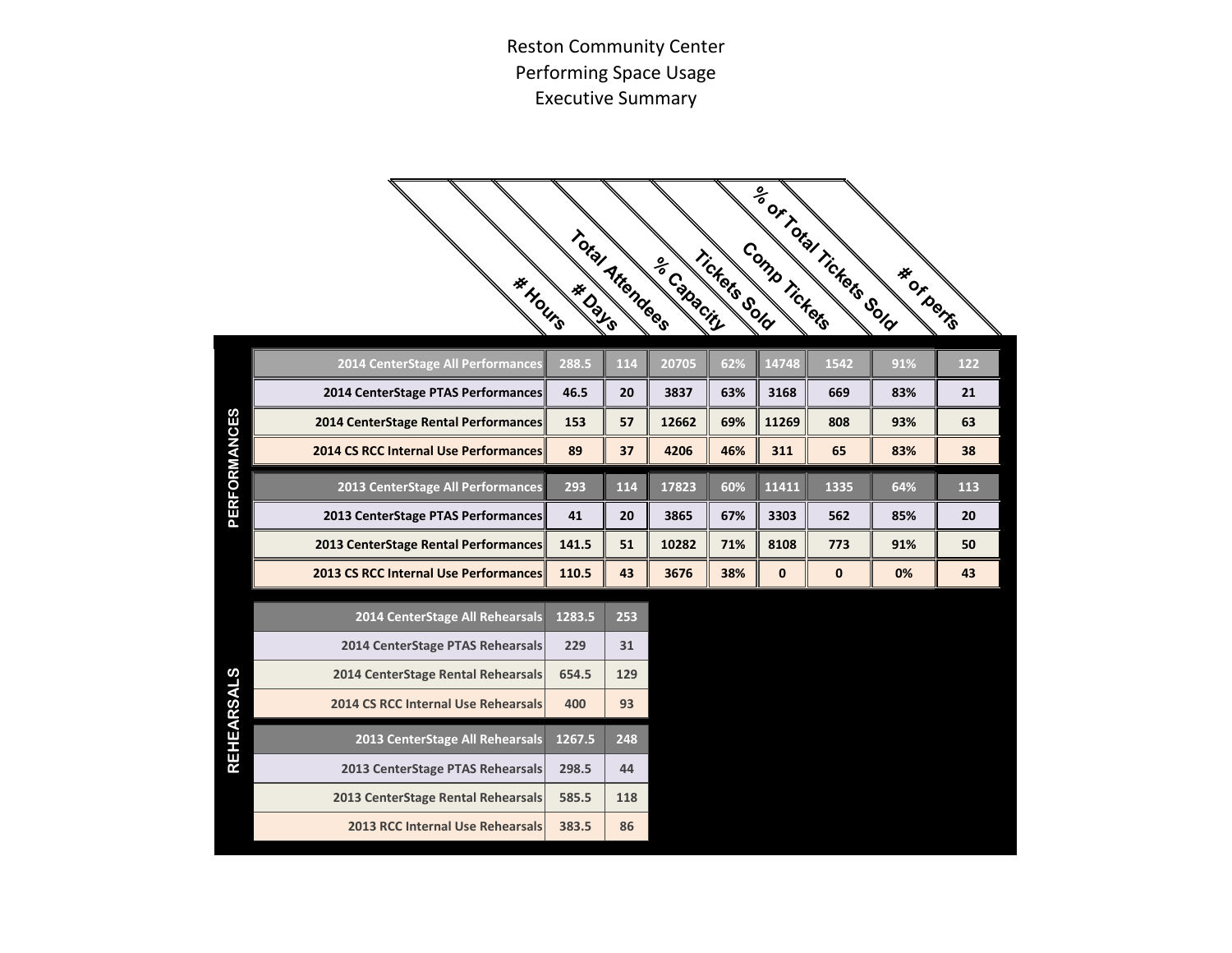# Reston Community Center
# Performing Space Usage
# Executive Summary

## PERFORMANCES

| | # Hours | # Days | Total Attendees | % Capacity | Tickets Sold | Comp Tickets | % of Total Tickets Sold | # of perfs |
|---|---|---|---|---|---|---|---|---|
| 2014 CenterStage All Performances | 288.5 | 114 | 20705 | 62% | 14748 | 1542 | 91% | 122 |
| 2014 CenterStage PTAS Performances | 46.5 | 20 | 3837 | 63% | 3168 | 669 | 83% | 21 |
| 2014 CenterStage Rental Performances | 153 | 57 | 12662 | 69% | 11269 | 808 | 93% | 63 |
| 2014 CS RCC Internal Use Performances | 89 | 37 | 4206 | 46% | 311 | 65 | 83% | 38 |
| 2013 CenterStage All Performances | 293 | 114 | 17823 | 60% | 11411 | 1335 | 64% | 113 |
| 2013 CenterStage PTAS Performances | 41 | 20 | 3865 | 67% | 3303 | 562 | 85% | 20 |
| 2013 CenterStage Rental Performances | 141.5 | 51 | 10282 | 71% | 8108 | 773 | 91% | 50 |
| 2013 CS RCC Internal Use Performances | 110.5 | 43 | 3676 | 38% | 0 | 0 | 0% | 43 |

## REHEARSALS

| | # Hours | # Days |
|---|---|---|
| 2014 CenterStage All Rehearsals | 1283.5 | 253 |
| 2014 CenterStage PTAS Rehearsals | 229 | 31 |
| 2014 CenterStage Rental Rehearsals | 654.5 | 129 |
| 2014 CS RCC Internal Use Rehearsals | 400 | 93 |
| 2013 CenterStage All Rehearsals | 1267.5 | 248 |
| 2013 CenterStage PTAS Rehearsals | 298.5 | 44 |
| 2013 CenterStage Rental Rehearsals | 585.5 | 118 |
| 2013 RCC Internal Use Rehearsals | 383.5 | 86 |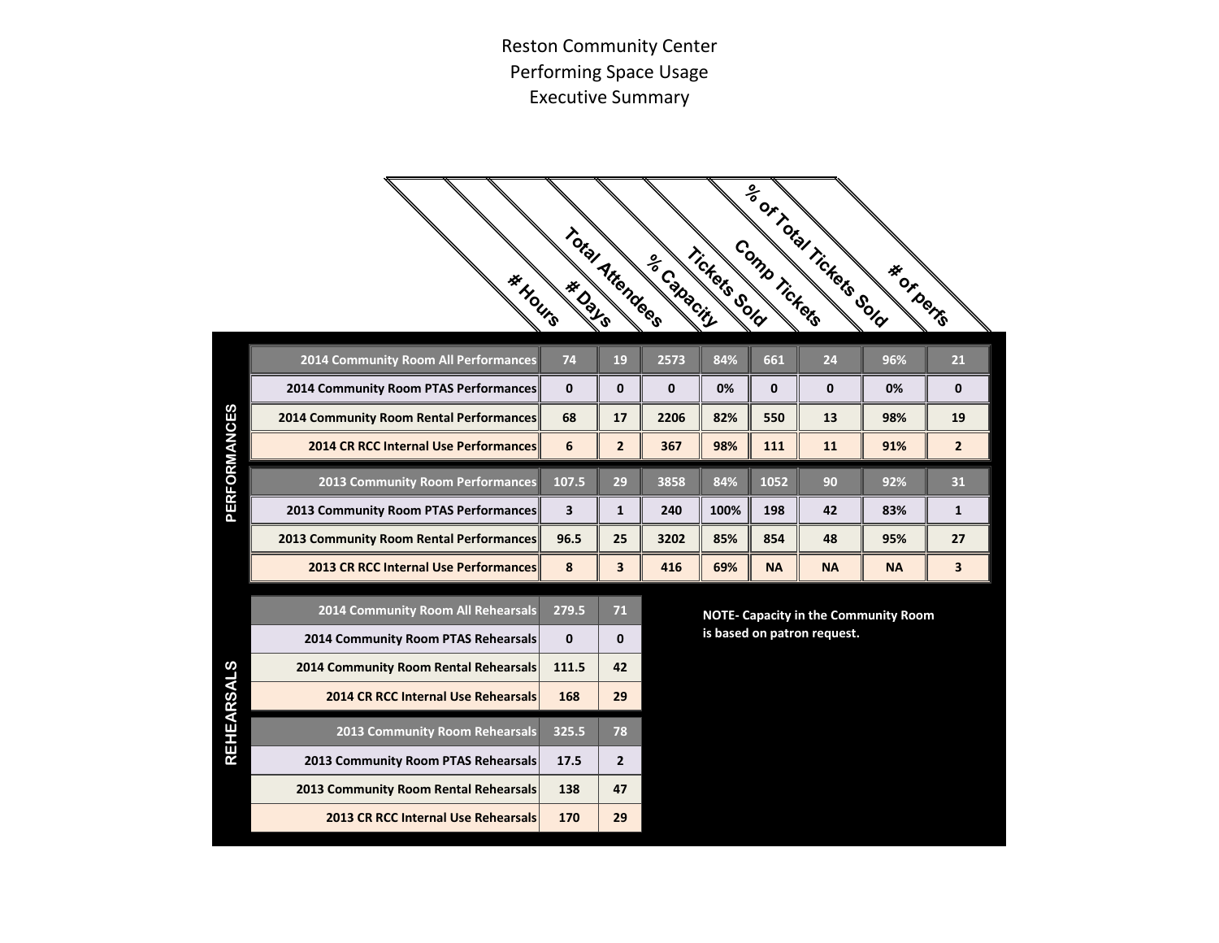# Reston Community Center
# Performing Space Usage
# Executive Summary

## PERFORMANCES

| | # Hours | # Days | Total Attendees | % Capacity | Tickets Sold | Comp Tickets | % of Total Tickets Sold | # of perfs |
|---|---|---|---|---|---|---|---|---|
| **2014 Community Room All Performances** | 74 | 19 | 2573 | 84% | 661 | 24 | 96% | 21 |
| **2014 Community Room PTAS Performances** | 0 | 0 | 0 | 0% | 0 | 0 | 0% | 0 |
| **2014 Community Room Rental Performances** | 68 | 17 | 2206 | 82% | 550 | 13 | 98% | 19 |
| **2014 CR RCC Internal Use Performances** | 6 | 2 | 367 | 98% | 111 | 11 | 91% | 2 |
| **2013 Community Room Performances** | 107.5 | 29 | 3858 | 84% | 1052 | 90 | 92% | 31 |
| **2013 Community Room PTAS Performances** | 3 | 1 | 240 | 100% | 198 | 42 | 83% | 1 |
| **2013 Community Room Rental Performances** | 96.5 | 25 | 3202 | 85% | 854 | 48 | 95% | 27 |
| **2013 CR RCC Internal Use Performances** | 8 | 3 | 416 | 69% | NA | NA | NA | 3 |

## REHEARSALS

| | # Hours | # Days |
|---|---|---|
| **2014 Community Room All Rehearsals** | 279.5 | 71 |
| **2014 Community Room PTAS Rehearsals** | 0 | 0 |
| **2014 Community Room Rental Rehearsals** | 111.5 | 42 |
| **2014 CR RCC Internal Use Rehearsals** | 168 | 29 |
| **2013 Community Room Rehearsals** | 325.5 | 78 |
| **2013 Community Room PTAS Rehearsals** | 17.5 | 2 |
| **2013 Community Room Rental Rehearsals** | 138 | 47 |
| **2013 CR RCC Internal Use Rehearsals** | 170 | 29 |

**NOTE- Capacity in the Community Room is based on patron request.**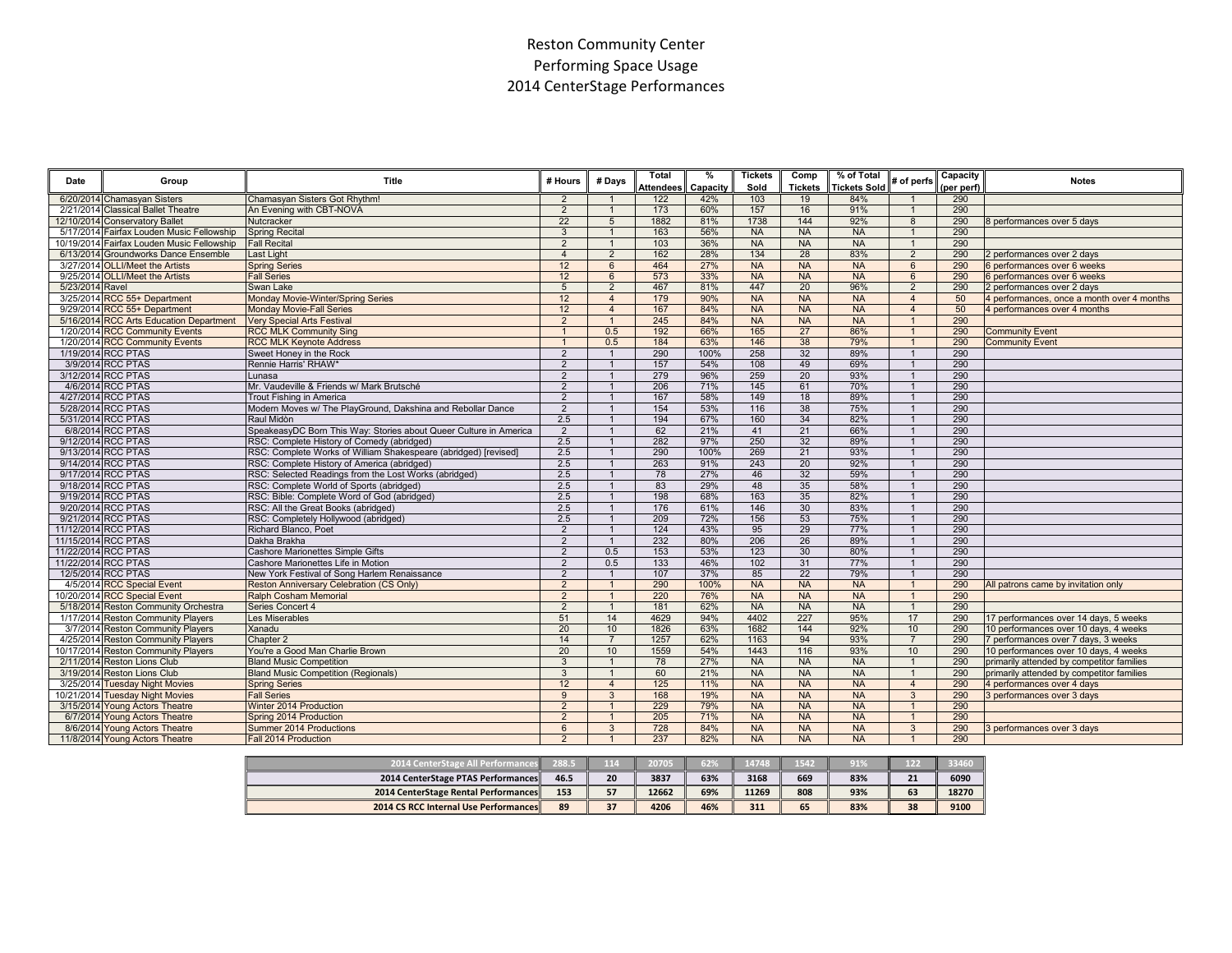# Reston Community Center
## Performing Space Usage
## 2014 CenterStage Performances

| Date | Group | Title | # Hours | # Days | Total Attendees | % Capacity | Tickets Sold | Comp Tickets | % of Total Tickets Sold | # of perfs | Capacity (per perf) | Notes |
|---|---|---|---|---|---|---|---|---|---|---|---|---|
| 6/20/2014 | Chamasyan Sisters | Chamasyan Sisters Got Rhythm! | 2 | 1 | 122 | 42% | 103 | 19 | 84% | 1 | 290 | |
| 2/21/2014 | Classical Ballet Theatre | An Evening with CBT-NOVA | 2 | 1 | 173 | 60% | 157 | 16 | 91% | 1 | 290 | |
| 12/10/2014 | Conservatory Ballet | Nutcracker | 22 | 5 | 1882 | 81% | 1738 | 144 | 92% | 8 | 290 | 8 performances over 5 days |
| 5/17/2014 | Fairfax Louden Music Fellowship | Spring Recital | 3 | 1 | 163 | 56% | NA | NA | NA | 1 | 290 | |
| 10/19/2014 | Fairfax Louden Music Fellowship | Fall Recital | 2 | 1 | 103 | 36% | NA | NA | NA | 1 | 290 | |
| 6/13/2014 | Groundworks Dance Ensemble | Last Light | 4 | 2 | 162 | 28% | 134 | 28 | 83% | 2 | 290 | 2 performances over 2 days |
| 3/27/2014 | OLLI/Meet the Artists | Spring Series | 12 | 6 | 464 | 27% | NA | NA | NA | 6 | 290 | 6 performances over 6 weeks |
| 9/25/2014 | OLLI/Meet the Artists | Fall Series | 12 | 6 | 573 | 33% | NA | NA | NA | 6 | 290 | 6 performances over 6 weeks |
| 5/23/2014 | Ravel | Swan Lake | 5 | 2 | 467 | 81% | 447 | 20 | 96% | 2 | 290 | 2 performances over 2 days |
| 3/25/2014 | RCC 55+ Department | Monday Movie-Winter/Spring Series | 12 | 4 | 179 | 90% | NA | NA | NA | 4 | 50 | 4 performances, once a month over 4 months |
| 9/29/2014 | RCC 55+ Department | Monday Movie-Fall Series | 12 | 4 | 167 | 84% | NA | NA | NA | 4 | 50 | 4 performances over 4 months |
| 5/16/2014 | RCC Arts Education Department | Very Special Arts Festival | 2 | 1 | 245 | 84% | NA | NA | NA | 1 | 290 | |
| 1/20/2014 | RCC Community Events | RCC MLK Community Sing | 1 | 0.5 | 192 | 66% | 165 | 27 | 86% | 1 | 290 | Community Event |
| 1/20/2014 | RCC Community Events | RCC MLK Keynote Address | 1 | 0.5 | 184 | 63% | 146 | 38 | 79% | 1 | 290 | Community Event |
| 1/19/2014 | RCC PTAS | Sweet Honey in the Rock | 2 | 1 | 290 | 100% | 258 | 32 | 89% | 1 | 290 | |
| 3/9/2014 | RCC PTAS | Rennie Harris' RHAW* | 2 | 1 | 157 | 54% | 108 | 49 | 69% | 1 | 290 | |
| 3/12/2014 | RCC PTAS | Lunasa | 2 | 1 | 279 | 96% | 259 | 20 | 93% | 1 | 290 | |
| 4/6/2014 | RCC PTAS | Mr. Vaudeville & Friends w/ Mark Brutsché | 2 | 1 | 206 | 71% | 145 | 61 | 70% | 1 | 290 | |
| 4/27/2014 | RCC PTAS | Trout Fishing in America | 2 | 1 | 167 | 58% | 149 | 18 | 89% | 1 | 290 | |
| 5/28/2014 | RCC PTAS | Modern Moves w/ The PlayGround, Dakshina and Rebollar Dance | 2 | 1 | 154 | 53% | 116 | 38 | 75% | 1 | 290 | |
| 5/31/2014 | RCC PTAS | Raul Midòn | 2.5 | 1 | 194 | 67% | 160 | 34 | 82% | 1 | 290 | |
| 6/8/2014 | RCC PTAS | SpeakeasyDC Born This Way: Stories about Queer Culture in America | 2 | 1 | 62 | 21% | 41 | 21 | 66% | 1 | 290 | |
| 9/12/2014 | RCC PTAS | RSC: Complete History of Comedy (abridged) | 2.5 | 1 | 282 | 97% | 250 | 32 | 89% | 1 | 290 | |
| 9/13/2014 | RCC PTAS | RSC: Complete Works of William Shakespeare (abridged) [revised] | 2.5 | 1 | 290 | 100% | 269 | 21 | 93% | 1 | 290 | |
| 9/14/2014 | RCC PTAS | RSC: Complete History of America (abridged) | 2.5 | 1 | 263 | 91% | 243 | 20 | 92% | 1 | 290 | |
| 9/17/2014 | RCC PTAS | RSC: Selected Readings from the Lost Works (abridged) | 2.5 | 1 | 78 | 27% | 46 | 32 | 59% | 1 | 290 | |
| 9/18/2014 | RCC PTAS | RSC: Complete World of Sports (abridged) | 2.5 | 1 | 83 | 29% | 48 | 35 | 58% | 1 | 290 | |
| 9/19/2014 | RCC PTAS | RSC: Bible: Complete Word of God (abridged) | 2.5 | 1 | 198 | 68% | 163 | 35 | 82% | 1 | 290 | |
| 9/20/2014 | RCC PTAS | RSC: All the Great Books (abridged) | 2.5 | 1 | 176 | 61% | 146 | 30 | 83% | 1 | 290 | |
| 9/21/2014 | RCC PTAS | RSC: Completely Hollywood (abridged) | 2.5 | 1 | 209 | 72% | 156 | 53 | 75% | 1 | 290 | |
| 11/12/2014 | RCC PTAS | Richard Blanco, Poet | 2 | 1 | 124 | 43% | 95 | 29 | 77% | 1 | 290 | |
| 11/15/2014 | RCC PTAS | Dakha Brakha | 2 | 1 | 232 | 80% | 206 | 26 | 89% | 1 | 290 | |
| 11/22/2014 | RCC PTAS | Cashore Marionettes Simple Gifts | 2 | 0.5 | 153 | 53% | 123 | 30 | 80% | 1 | 290 | |
| 11/22/2014 | RCC PTAS | Cashore Marionettes Life in Motion | 2 | 0.5 | 133 | 46% | 102 | 31 | 77% | 1 | 290 | |
| 12/5/2014 | RCC PTAS | New York Festival of Song Harlem Renaissance | 2 | 1 | 107 | 37% | 85 | 22 | 79% | 1 | 290 | |
| 4/5/2014 | RCC Special Event | Reston Anniversary Celebration (CS Only) | 2 | 1 | 290 | 100% | NA | NA | NA | 1 | 290 | All patrons came by invitation only |
| 10/20/2014 | RCC Special Event | Ralph Cosham Memorial | 2 | 1 | 220 | 76% | NA | NA | NA | 1 | 290 | |
| 5/18/2014 | Reston Community Orchestra | Series Concert 4 | 2 | 1 | 181 | 62% | NA | NA | NA | 1 | 290 | |
| 1/17/2014 | Reston Community Players | Les Miserables | 51 | 14 | 4629 | 94% | 4402 | 227 | 95% | 17 | 290 | 17 performances over 14 days, 5 weeks |
| 3/7/2014 | Reston Community Players | Xanadu | 20 | 10 | 1826 | 63% | 1682 | 144 | 92% | 10 | 290 | 10 performances over 10 days, 4 weeks |
| 4/25/2014 | Reston Community Players | Chapter 2 | 14 | 7 | 1257 | 62% | 1163 | 94 | 93% | 7 | 290 | 7 performances over 7 days, 3 weeks |
| 10/17/2014 | Reston Community Players | You're a Good Man Charlie Brown | 20 | 10 | 1559 | 54% | 1443 | 116 | 93% | 10 | 290 | 10 performances over 10 days, 4 weeks |
| 2/11/2014 | Reston Lions Club | Bland Music Competition | 3 | 1 | 78 | 27% | NA | NA | NA | 1 | 290 | primarily attended by competitor families |
| 3/19/2014 | Reston Lions Club | Bland Music Competition (Regionals) | 3 | 1 | 60 | 21% | NA | NA | NA | 1 | 290 | primarily attended by competitor families |
| 3/25/2014 | Tuesday Night Movies | Spring Series | 12 | 4 | 125 | 11% | NA | NA | NA | 4 | 290 | 4 performances over 4 days |
| 10/21/2014 | Tuesday Night Movies | Fall Series | 9 | 3 | 168 | 19% | NA | NA | NA | 3 | 290 | 3 performances over 3 days |
| 3/15/2014 | Young Actors Theatre | Winter 2014 Production | 2 | 1 | 229 | 79% | NA | NA | NA | 1 | 290 | |
| 6/7/2014 | Young Actors Theatre | Spring 2014 Production | 2 | 1 | 205 | 71% | NA | NA | NA | 1 | 290 | |
| 8/6/2014 | Young Actors Theatre | Summer 2014 Productions | 6 | 3 | 728 | 84% | NA | NA | NA | 3 | 290 | 3 performances over 3 days |
| 11/8/2014 | Young Actors Theatre | Fall 2014 Production | 2 | 1 | 237 | 82% | NA | NA | NA | 1 | 290 | |

| | # Hours | # Days | Total Attendees | % Capacity | Tickets Sold | Comp Tickets | % of Total Tickets Sold | # of perfs | Capacity |
|---|---|---|---|---|---|---|---|---|---|
| **2014 CenterStage All Performances** | 288.5 | 114 | 20705 | 62% | 14748 | 1542 | 91% | 122 | 33460 |
| **2014 CenterStage PTAS Performances** | 46.5 | 20 | 3837 | 63% | 3168 | 669 | 83% | 21 | 6090 |
| **2014 CenterStage Rental Performances** | 153 | 57 | 12662 | 69% | 11269 | 808 | 93% | 63 | 18270 |
| **2014 CS RCC Internal Use Performances** | 89 | 37 | 4206 | 46% | 311 | 65 | 83% | 38 | 9100 |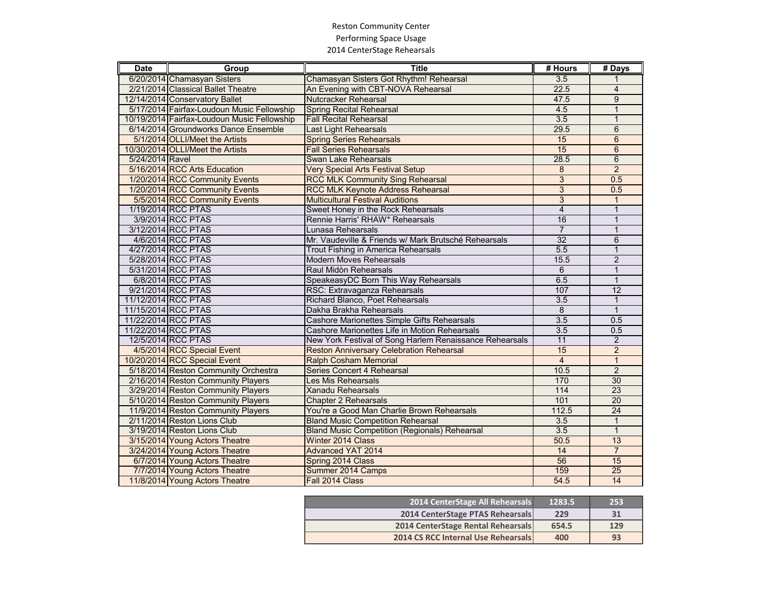Reston Community Center

Performing Space Usage

2014 CenterStage Rehearsals

| Date | Group | Title | # Hours | # Days |
|---|---|---|---|---|
| 6/20/2014 | Chamasyan Sisters | Chamasyan Sisters Got Rhythm! Rehearsal | 3.5 | 1 |
| 2/21/2014 | Classical Ballet Theatre | An Evening with CBT-NOVA Rehearsal | 22.5 | 4 |
| 12/14/2014 | Conservatory Ballet | Nutcracker Rehearsal | 47.5 | 9 |
| 5/17/2014 | Fairfax-Loudoun Music Fellowship | Spring Recital Rehearsal | 4.5 | 1 |
| 10/19/2014 | Fairfax-Loudoun Music Fellowship | Fall Recital Rehearsal | 3.5 | 1 |
| 6/14/2014 | Groundworks Dance Ensemble | Last Light Rehearsals | 29.5 | 6 |
| 5/1/2014 | OLLI/Meet the Artists | Spring Series Rehearsals | 15 | 6 |
| 10/30/2014 | OLLI/Meet the Artists | Fall Series Rehearsals | 15 | 6 |
| 5/24/2014 | Ravel | Swan Lake Rehearsals | 28.5 | 6 |
| 5/16/2014 | RCC Arts Education | Very Special Arts Festival Setup | 8 | 2 |
| 1/20/2014 | RCC Community Events | RCC MLK Community Sing Rehearsal | 3 | 0.5 |
| 1/20/2014 | RCC Community Events | RCC MLK Keynote Address Rehearsal | 3 | 0.5 |
| 5/5/2014 | RCC Community Events | Multicultural Festival Auditions | 3 | 1 |
| 1/19/2014 | RCC PTAS | Sweet Honey in the Rock Rehearsals | 4 | 1 |
| 3/9/2014 | RCC PTAS | Rennie Harris' RHAW* Rehearsals | 16 | 1 |
| 3/12/2014 | RCC PTAS | Lunasa Rehearsals | 7 | 1 |
| 4/6/2014 | RCC PTAS | Mr. Vaudeville & Friends w/ Mark Brutsché Rehearsals | 32 | 6 |
| 4/27/2014 | RCC PTAS | Trout Fishing in America Rehearsals | 5.5 | 1 |
| 5/28/2014 | RCC PTAS | Modern Moves Rehearsals | 15.5 | 2 |
| 5/31/2014 | RCC PTAS | Raul Midòn Rehearsals | 6 | 1 |
| 6/8/2014 | RCC PTAS | SpeakeasyDC Born This Way Rehearsals | 6.5 | 1 |
| 9/21/2014 | RCC PTAS | RSC: Extravaganza Rehearsals | 107 | 12 |
| 11/12/2014 | RCC PTAS | Richard Blanco, Poet Rehearsals | 3.5 | 1 |
| 11/15/2014 | RCC PTAS | Dakha Brakha Rehearsals | 8 | 1 |
| 11/22/2014 | RCC PTAS | Cashore Marionettes Simple Gifts Rehearsals | 3.5 | 0.5 |
| 11/22/2014 | RCC PTAS | Cashore Marionettes Life in Motion Rehearsals | 3.5 | 0.5 |
| 12/5/2014 | RCC PTAS | New York Festival of Song Harlem Renaissance Rehearsals | 11 | 2 |
| 4/5/2014 | RCC Special Event | Reston Anniversary Celebration Rehearsal | 15 | 2 |
| 10/20/2014 | RCC Special Event | Ralph Cosham Memorial | 4 | 1 |
| 5/18/2014 | Reston Community Orchestra | Series Concert 4 Rehearsal | 10.5 | 2 |
| 2/16/2014 | Reston Community Players | Les Mis Rehearsals | 170 | 30 |
| 3/29/2014 | Reston Community Players | Xanadu Rehearsals | 114 | 23 |
| 5/10/2014 | Reston Community Players | Chapter 2 Rehearsals | 101 | 20 |
| 11/9/2014 | Reston Community Players | You're a Good Man Charlie Brown Rehearsals | 112.5 | 24 |
| 2/11/2014 | Reston Lions Club | Bland Music Competition Rehearsal | 3.5 | 1 |
| 3/19/2014 | Reston Lions Club | Bland Music Competition (Regionals) Rehearsal | 3.5 | 1 |
| 3/15/2014 | Young Actors Theatre | Winter 2014 Class | 50.5 | 13 |
| 3/24/2014 | Young Actors Theatre | Advanced YAT 2014 | 14 | 7 |
| 6/7/2014 | Young Actors Theatre | Spring 2014 Class | 56 | 15 |
| 7/7/2014 | Young Actors Theatre | Summer 2014 Camps | 159 | 25 |
| 11/8/2014 | Young Actors Theatre | Fall 2014 Class | 54.5 | 14 |

| | # Hours | # Days |
|---|---|---|
| **2014 CenterStage All Rehearsals** | **1283.5** | **253** |
| **2014 CenterStage PTAS Rehearsals** | **229** | **31** |
| **2014 CenterStage Rental Rehearsals** | **654.5** | **129** |
| **2014 CS RCC Internal Use Rehearsals** | **400** | **93** |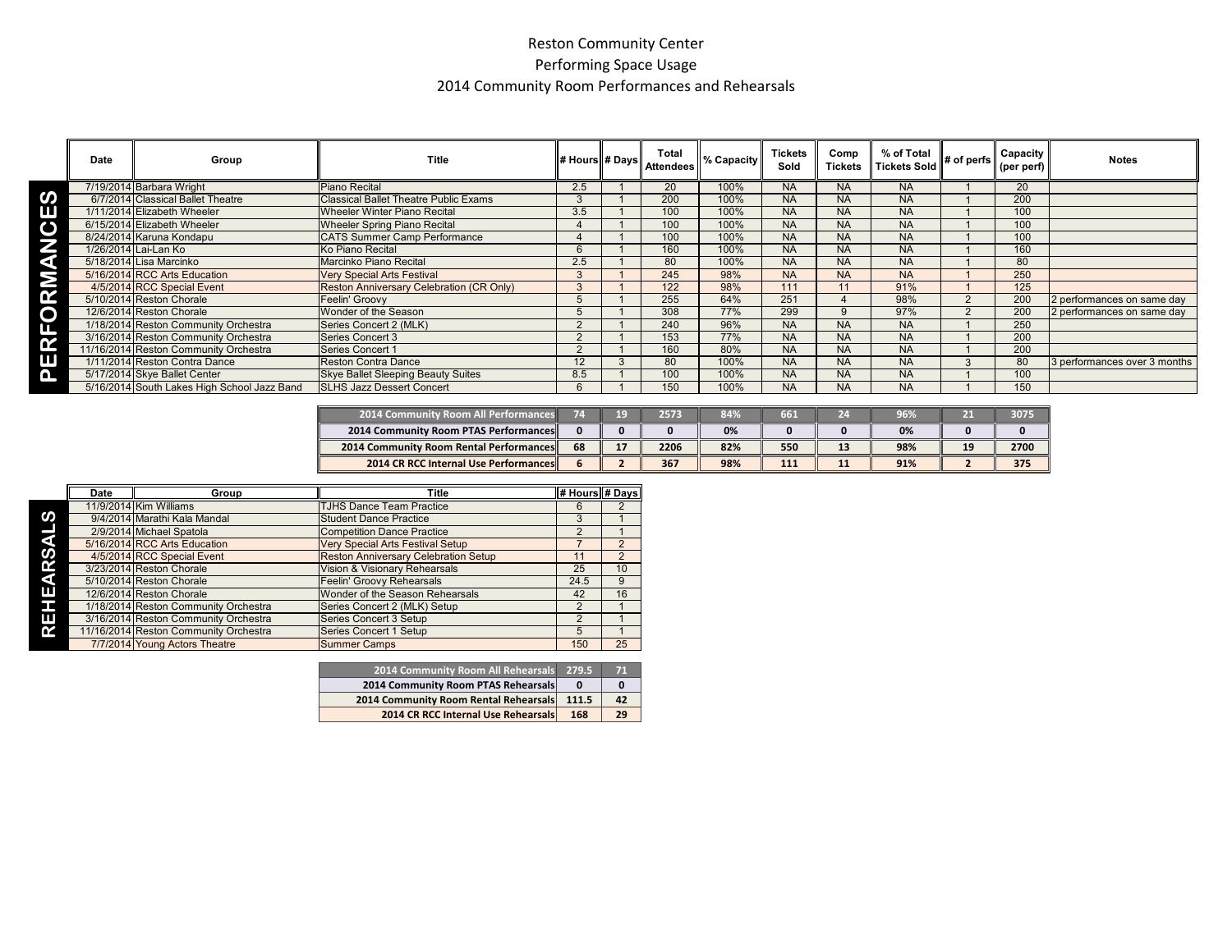Reston Community Center

Performing Space Usage

2014 Community Room Performances and Rehearsals

## PERFORMANCES

| Date | Group | Title | # Hours | # Days | Total Attendees | % Capacity | Tickets Sold | Comp Tickets | % of Total Tickets Sold | # of perfs | Capacity (per perf) | Notes |
|---|---|---|---|---|---|---|---|---|---|---|---|---|
| 7/19/2014 | Barbara Wright | Piano Recital | 2.5 | 1 | 20 | 100% | NA | NA | NA | 1 | 20 | |
| 6/7/2014 | Classical Ballet Theatre | Classical Ballet Theatre Public Exams | 3 | 1 | 200 | 100% | NA | NA | NA | 1 | 200 | |
| 1/11/2014 | Elizabeth Wheeler | Wheeler Winter Piano Recital | 3.5 | 1 | 100 | 100% | NA | NA | NA | 1 | 100 | |
| 6/15/2014 | Elizabeth Wheeler | Wheeler Spring Piano Recital | 4 | 1 | 100 | 100% | NA | NA | NA | 1 | 100 | |
| 8/24/2014 | Karuna Kondapu | CATS Summer Camp Performance | 4 | 1 | 100 | 100% | NA | NA | NA | 1 | 100 | |
| 1/26/2014 | Lai-Lan Ko | Ko Piano Recital | 6 | 1 | 160 | 100% | NA | NA | NA | 1 | 160 | |
| 5/18/2014 | Lisa Marcinko | Marcinko Piano Recital | 2.5 | 1 | 80 | 100% | NA | NA | NA | 1 | 80 | |
| 5/16/2014 | RCC Arts Education | Very Special Arts Festival | 3 | 1 | 245 | 98% | NA | NA | NA | 1 | 250 | |
| 4/5/2014 | RCC Special Event | Reston Anniversary Celebration (CR Only) | 3 | 1 | 122 | 98% | 111 | 11 | 91% | 1 | 125 | |
| 5/10/2014 | Reston Chorale | Feelin' Groovy | 5 | 1 | 255 | 64% | 251 | 4 | 98% | 2 | 200 | 2 performances on same day |
| 12/6/2014 | Reston Chorale | Wonder of the Season | 5 | 1 | 308 | 77% | 299 | 9 | 97% | 2 | 200 | 2 performances on same day |
| 1/18/2014 | Reston Community Orchestra | Series Concert 2 (MLK) | 2 | 1 | 240 | 96% | NA | NA | NA | 1 | 250 | |
| 3/16/2014 | Reston Community Orchestra | Series Concert 3 | 2 | 1 | 153 | 77% | NA | NA | NA | 1 | 200 | |
| 11/16/2014 | Reston Community Orchestra | Series Concert 1 | 2 | 1 | 160 | 80% | NA | NA | NA | 1 | 200 | |
| 1/11/2014 | Reston Contra Dance | Reston Contra Dance | 12 | 3 | 80 | 100% | NA | NA | NA | 3 | 80 | 3 performances over 3 months |
| 5/17/2014 | Skye Ballet Center | Skye Ballet Sleeping Beauty Suites | 8.5 | 1 | 100 | 100% | NA | NA | NA | 1 | 100 | |
| 5/16/2014 | South Lakes High School Jazz Band | SLHS Jazz Dessert Concert | 6 | 1 | 150 | 100% | NA | NA | NA | 1 | 150 | |

| | # Hours | # Days | Total Attendees | % Capacity | Tickets Sold | Comp Tickets | % of Total Tickets Sold | # of perfs | Capacity (per perf) |
|---|---|---|---|---|---|---|---|---|---|
| **2014 Community Room All Performances** | **74** | **19** | **2573** | **84%** | **661** | **24** | **96%** | **21** | **3075** |
| **2014 Community Room PTAS Performances** | **0** | **0** | **0** | **0%** | **0** | **0** | **0%** | **0** | **0** |
| **2014 Community Room Rental Performances** | **68** | **17** | **2206** | **82%** | **550** | **13** | **98%** | **19** | **2700** |
| **2014 CR RCC Internal Use Performances** | **6** | **2** | **367** | **98%** | **111** | **11** | **91%** | **2** | **375** |

## REHEARSALS

| Date | Group | Title | # Hours | # Days |
|---|---|---|---|---|
| 11/9/2014 | Kim Williams | TJHS Dance Team Practice | 6 | 2 |
| 9/4/2014 | Marathi Kala Mandal | Student Dance Practice | 3 | 1 |
| 2/9/2014 | Michael Spatola | Competition Dance Practice | 2 | 1 |
| 5/16/2014 | RCC Arts Education | Very Special Arts Festival Setup | 7 | 2 |
| 4/5/2014 | RCC Special Event | Reston Anniversary Celebration Setup | 11 | 2 |
| 3/23/2014 | Reston Chorale | Vision & Visionary Rehearsals | 25 | 10 |
| 5/10/2014 | Reston Chorale | Feelin' Groovy Rehearsals | 24.5 | 9 |
| 12/6/2014 | Reston Chorale | Wonder of the Season Rehearsals | 42 | 16 |
| 1/18/2014 | Reston Community Orchestra | Series Concert 2 (MLK) Setup | 2 | 1 |
| 3/16/2014 | Reston Community Orchestra | Series Concert 3 Setup | 2 | 1 |
| 11/16/2014 | Reston Community Orchestra | Series Concert 1 Setup | 5 | 1 |
| 7/7/2014 | Young Actors Theatre | Summer Camps | 150 | 25 |

| | # Hours | # Days |
|---|---|---|
| **2014 Community Room All Rehearsals** | **279.5** | **71** |
| **2014 Community Room PTAS Rehearsals** | **0** | **0** |
| **2014 Community Room Rental Rehearsals** | **111.5** | **42** |
| **2014 CR RCC Internal Use Rehearsals** | **168** | **29** |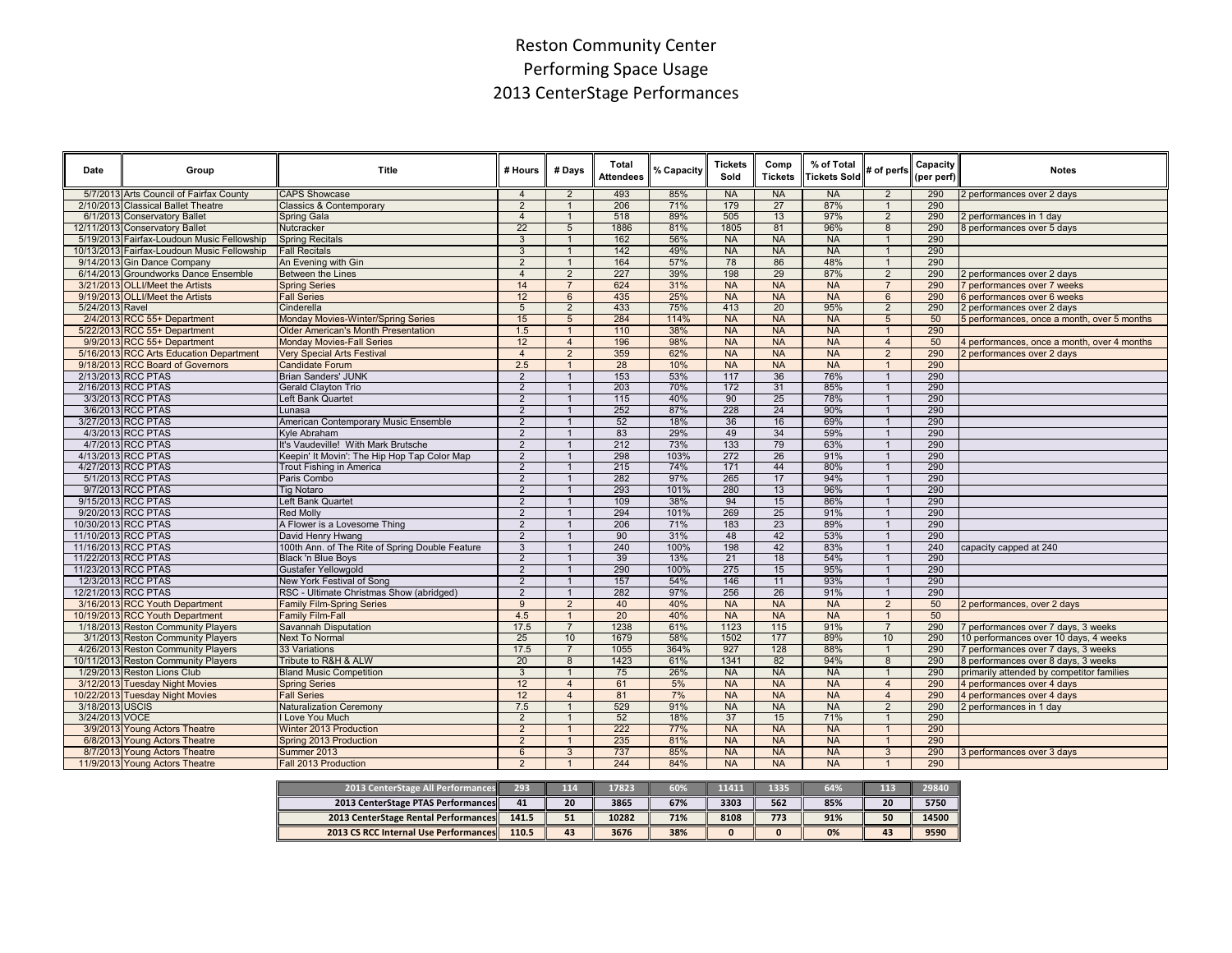# Reston Community Center

## Performing Space Usage

## 2013 CenterStage Performances

| Date | Group | Title | # Hours | # Days | Total Attendees | % Capacity | Tickets Sold | Comp Tickets | % of Total Tickets Sold | # of perfs | Capacity (per perf) | Notes |
|---|---|---|---|---|---|---|---|---|---|---|---|---|
| 5/7/2013 | Arts Council of Fairfax County | CAPS Showcase | 4 | 2 | 493 | 85% | NA | NA | NA | 2 | 290 | 2 performances over 2 days |
| 2/10/2013 | Classical Ballet Theatre | Classics & Contemporary | 2 | 1 | 206 | 71% | 179 | 27 | 87% | 1 | 290 | |
| 6/1/2013 | Conservatory Ballet | Spring Gala | 4 | 1 | 518 | 89% | 505 | 13 | 97% | 2 | 290 | 2 performances in 1 day |
| 12/11/2013 | Conservatory Ballet | Nutcracker | 22 | 5 | 1886 | 81% | 1805 | 81 | 96% | 8 | 290 | 8 performances over 5 days |
| 5/19/2013 | Fairfax-Loudoun Music Fellowship | Spring Recitals | 3 | 1 | 162 | 56% | NA | NA | NA | 1 | 290 | |
| 10/13/2013 | Fairfax-Loudoun Music Fellowship | Fall Recitals | 3 | 1 | 142 | 49% | NA | NA | NA | 1 | 290 | |
| 9/14/2013 | Gin Dance Company | An Evening with Gin | 2 | 1 | 164 | 57% | 78 | 86 | 48% | 1 | 290 | |
| 6/14/2013 | Groundworks Dance Ensemble | Between the Lines | 4 | 2 | 227 | 39% | 198 | 29 | 87% | 2 | 290 | 2 performances over 2 days |
| 3/21/2013 | OLLI/Meet the Artists | Spring Series | 14 | 7 | 624 | 31% | NA | NA | NA | 7 | 290 | 7 performances over 7 weeks |
| 9/19/2013 | OLLI/Meet the Artists | Fall Series | 12 | 6 | 435 | 25% | NA | NA | NA | 6 | 290 | 6 performances over 6 weeks |
| 5/24/2013 | Ravel | Cinderella | 5 | 2 | 433 | 75% | 413 | 20 | 95% | 2 | 290 | 2 performances over 2 days |
| 2/4/2013 | RCC 55+ Department | Monday Movies-Winter/Spring Series | 15 | 5 | 284 | 114% | NA | NA | NA | 5 | 50 | 5 performances, once a month, over 5 months |
| 5/22/2013 | RCC 55+ Department | Older American's Month Presentation | 1.5 | 1 | 110 | 38% | NA | NA | NA | 1 | 290 | |
| 9/9/2013 | RCC 55+ Department | Monday Movies-Fall Series | 12 | 4 | 196 | 98% | NA | NA | NA | 4 | 50 | 4 performances, once a month, over 4 months |
| 5/16/2013 | RCC Arts Education Department | Very Special Arts Festival | 4 | 2 | 359 | 62% | NA | NA | NA | 2 | 290 | 2 performances over 2 days |
| 9/18/2013 | RCC Board of Governors | Candidate Forum | 2.5 | 1 | 28 | 10% | NA | NA | NA | 1 | 290 | |
| 2/13/2013 | RCC PTAS | Brian Sanders' JUNK | 2 | 1 | 153 | 53% | 117 | 36 | 76% | 1 | 290 | |
| 2/16/2013 | RCC PTAS | Gerald Clayton Trio | 2 | 1 | 203 | 70% | 172 | 31 | 85% | 1 | 290 | |
| 3/3/2013 | RCC PTAS | Left Bank Quartet | 2 | 1 | 115 | 40% | 90 | 25 | 78% | 1 | 290 | |
| 3/6/2013 | RCC PTAS | Lunasa | 2 | 1 | 252 | 87% | 228 | 24 | 90% | 1 | 290 | |
| 3/27/2013 | RCC PTAS | American Contemporary Music Ensemble | 2 | 1 | 52 | 18% | 36 | 16 | 69% | 1 | 290 | |
| 4/3/2013 | RCC PTAS | Kyle Abraham | 2 | 1 | 83 | 29% | 49 | 34 | 59% | 1 | 290 | |
| 4/7/2013 | RCC PTAS | It's Vaudeville! With Mark Brutsche | 2 | 1 | 212 | 73% | 133 | 79 | 63% | 1 | 290 | |
| 4/13/2013 | RCC PTAS | Keepin' It Movin': The Hip Hop Tap Color Map | 2 | 1 | 298 | 103% | 272 | 26 | 91% | 1 | 290 | |
| 4/27/2013 | RCC PTAS | Trout Fishing in America | 2 | 1 | 215 | 74% | 171 | 44 | 80% | 1 | 290 | |
| 5/1/2013 | RCC PTAS | Paris Combo | 2 | 1 | 282 | 97% | 265 | 17 | 94% | 1 | 290 | |
| 9/7/2013 | RCC PTAS | Tig Notaro | 2 | 1 | 293 | 101% | 280 | 13 | 96% | 1 | 290 | |
| 9/15/2013 | RCC PTAS | Left Bank Quartet | 2 | 1 | 109 | 38% | 94 | 15 | 86% | 1 | 290 | |
| 9/20/2013 | RCC PTAS | Red Molly | 2 | 1 | 294 | 101% | 269 | 25 | 91% | 1 | 290 | |
| 10/30/2013 | RCC PTAS | A Flower is a Lovesome Thing | 2 | 1 | 206 | 71% | 183 | 23 | 89% | 1 | 290 | |
| 11/10/2013 | RCC PTAS | David Henry Hwang | 2 | 1 | 90 | 31% | 48 | 42 | 53% | 1 | 290 | |
| 11/16/2013 | RCC PTAS | 100th Ann. of The Rite of Spring Double Feature | 3 | 1 | 240 | 100% | 198 | 42 | 83% | 1 | 240 | capacity capped at 240 |
| 11/22/2013 | RCC PTAS | Black 'n Blue Boys | 2 | 1 | 39 | 13% | 21 | 18 | 54% | 1 | 290 | |
| 11/23/2013 | RCC PTAS | Gustafer Yellowgold | 2 | 1 | 290 | 100% | 275 | 15 | 95% | 1 | 290 | |
| 12/3/2013 | RCC PTAS | New York Festival of Song | 2 | 1 | 157 | 54% | 146 | 11 | 93% | 1 | 290 | |
| 12/21/2013 | RCC PTAS | RSC - Ultimate Christmas Show (abridged) | 2 | 1 | 282 | 97% | 256 | 26 | 91% | 1 | 290 | |
| 3/16/2013 | RCC Youth Department | Family Film-Spring Series | 9 | 2 | 40 | 40% | NA | NA | NA | 2 | 50 | 2 performances, over 2 days |
| 10/19/2013 | RCC Youth Department | Family Film-Fall | 4.5 | 1 | 20 | 40% | NA | NA | NA | 1 | 50 | |
| 1/18/2013 | Reston Community Players | Savannah Disputation | 17.5 | 7 | 1238 | 61% | 1123 | 115 | 91% | 7 | 290 | 7 performances over 7 days, 3 weeks |
| 3/1/2013 | Reston Community Players | Next To Normal | 25 | 10 | 1679 | 58% | 1502 | 177 | 89% | 10 | 290 | 10 performances over 10 days, 4 weeks |
| 4/26/2013 | Reston Community Players | 33 Variations | 17.5 | 7 | 1055 | 364% | 927 | 128 | 88% | 1 | 290 | 7 performances over 7 days, 3 weeks |
| 10/11/2013 | Reston Community Players | Tribute to R&H & ALW | 20 | 8 | 1423 | 61% | 1341 | 82 | 94% | 8 | 290 | 8 performances over 8 days, 3 weeks |
| 1/29/2013 | Reston Lions Club | Bland Music Competition | 3 | 1 | 75 | 26% | NA | NA | NA | 1 | 290 | primarily attended by competitor families |
| 3/12/2013 | Tuesday Night Movies | Spring Series | 12 | 4 | 61 | 5% | NA | NA | NA | 4 | 290 | 4 performances over 4 days |
| 10/22/2013 | Tuesday Night Movies | Fall Series | 12 | 4 | 81 | 7% | NA | NA | NA | 4 | 290 | 4 performances over 4 days |
| 3/18/2013 | USCIS | Naturalization Ceremony | 7.5 | 1 | 529 | 91% | NA | NA | NA | 2 | 290 | 2 performances in 1 day |
| 3/24/2013 | VOCE | I Love You Much | 2 | 1 | 52 | 18% | 37 | 15 | 71% | 1 | 290 | |
| 3/9/2013 | Young Actors Theatre | Winter 2013 Production | 2 | 1 | 222 | 77% | NA | NA | NA | 1 | 290 | |
| 6/8/2013 | Young Actors Theatre | Spring 2013 Production | 2 | 1 | 235 | 81% | NA | NA | NA | 1 | 290 | |
| 8/7/2013 | Young Actors Theatre | Summer 2013 | 6 | 3 | 737 | 85% | NA | NA | NA | 3 | 290 | 3 performances over 3 days |
| 11/9/2013 | Young Actors Theatre | Fall 2013 Production | 2 | 1 | 244 | 84% | NA | NA | NA | 1 | 290 | |

| | # Hours | # Days | Total Attendees | % Capacity | Tickets Sold | Comp Tickets | % of Total Tickets Sold | # of perfs | Capacity |
|---|---|---|---|---|---|---|---|---|---|
| **2013 CenterStage All Performances** | 293 | 114 | 17823 | 60% | 11411 | 1335 | 64% | 113 | 29840 |
| **2013 CenterStage PTAS Performances** | 41 | 20 | 3865 | 67% | 3303 | 562 | 85% | 20 | 5750 |
| **2013 CenterStage Rental Performances** | 141.5 | 51 | 10282 | 71% | 8108 | 773 | 91% | 50 | 14500 |
| **2013 CS RCC Internal Use Performances** | 110.5 | 43 | 3676 | 38% | 0 | 0 | 0% | 43 | 9590 |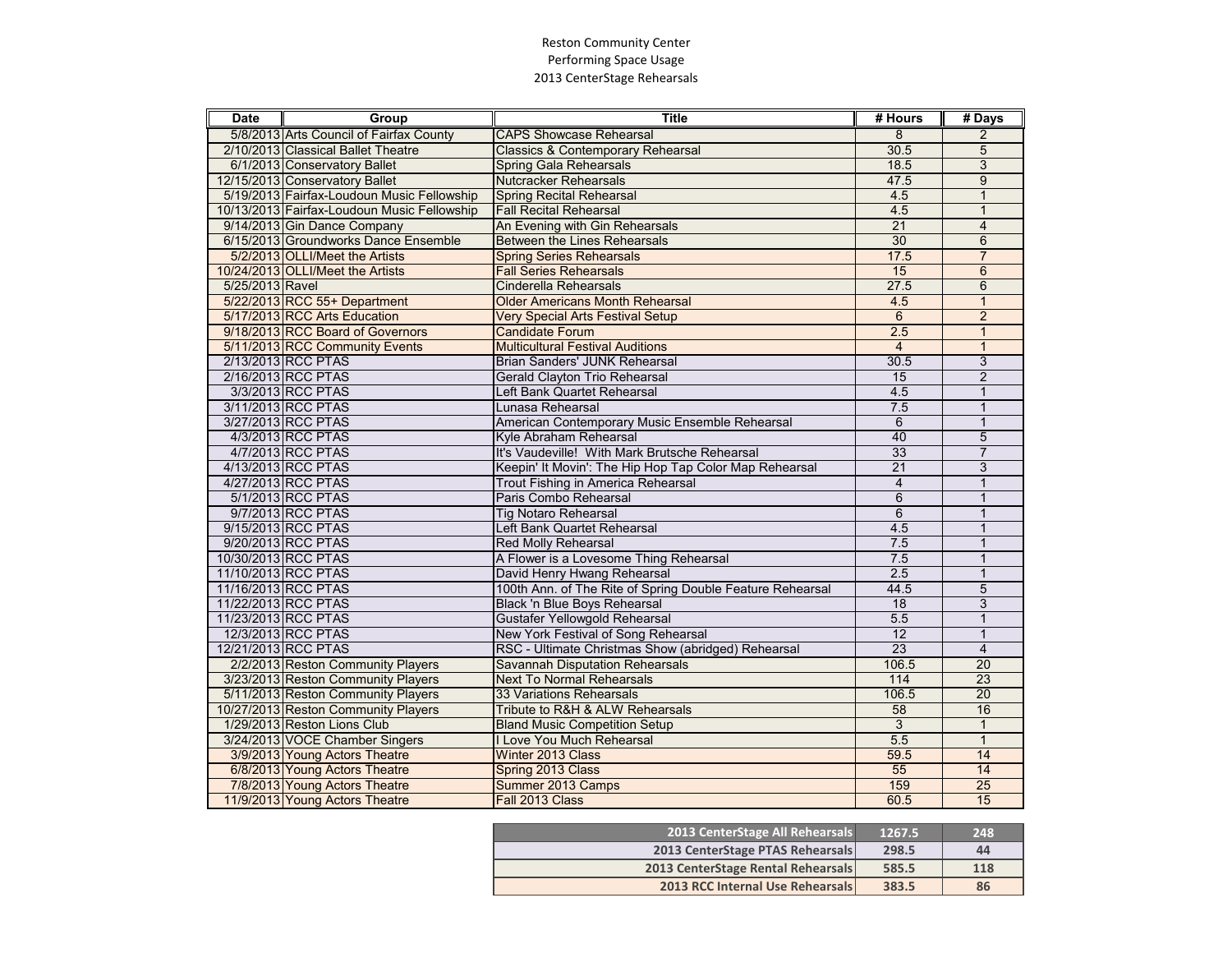Reston Community Center
Performing Space Usage
2013 CenterStage Rehearsals

| Date | Group | Title | # Hours | # Days |
|---|---|---|---|---|
| 5/8/2013 | Arts Council of Fairfax County | CAPS Showcase Rehearsal | 8 | 2 |
| 2/10/2013 | Classical Ballet Theatre | Classics & Contemporary Rehearsal | 30.5 | 5 |
| 6/1/2013 | Conservatory Ballet | Spring Gala Rehearsals | 18.5 | 3 |
| 12/15/2013 | Conservatory Ballet | Nutcracker Rehearsals | 47.5 | 9 |
| 5/19/2013 | Fairfax-Loudoun Music Fellowship | Spring Recital Rehearsal | 4.5 | 1 |
| 10/13/2013 | Fairfax-Loudoun Music Fellowship | Fall Recital Rehearsal | 4.5 | 1 |
| 9/14/2013 | Gin Dance Company | An Evening with Gin Rehearsals | 21 | 4 |
| 6/15/2013 | Groundworks Dance Ensemble | Between the Lines Rehearsals | 30 | 6 |
| 5/2/2013 | OLLI/Meet the Artists | Spring Series Rehearsals | 17.5 | 7 |
| 10/24/2013 | OLLI/Meet the Artists | Fall Series Rehearsals | 15 | 6 |
| 5/25/2013 | Ravel | Cinderella Rehearsals | 27.5 | 6 |
| 5/22/2013 | RCC 55+ Department | Older Americans Month Rehearsal | 4.5 | 1 |
| 5/17/2013 | RCC Arts Education | Very Special Arts Festival Setup | 6 | 2 |
| 9/18/2013 | RCC Board of Governors | Candidate Forum | 2.5 | 1 |
| 5/11/2013 | RCC Community Events | Multicultural Festival Auditions | 4 | 1 |
| 2/13/2013 | RCC PTAS | Brian Sanders' JUNK Rehearsal | 30.5 | 3 |
| 2/16/2013 | RCC PTAS | Gerald Clayton Trio Rehearsal | 15 | 2 |
| 3/3/2013 | RCC PTAS | Left Bank Quartet Rehearsal | 4.5 | 1 |
| 3/11/2013 | RCC PTAS | Lunasa Rehearsal | 7.5 | 1 |
| 3/27/2013 | RCC PTAS | American Contemporary Music Ensemble Rehearsal | 6 | 1 |
| 4/3/2013 | RCC PTAS | Kyle Abraham Rehearsal | 40 | 5 |
| 4/7/2013 | RCC PTAS | It's Vaudeville! With Mark Brutsche Rehearsal | 33 | 7 |
| 4/13/2013 | RCC PTAS | Keepin' It Movin': The Hip Hop Tap Color Map Rehearsal | 21 | 3 |
| 4/27/2013 | RCC PTAS | Trout Fishing in America Rehearsal | 4 | 1 |
| 5/1/2013 | RCC PTAS | Paris Combo Rehearsal | 6 | 1 |
| 9/7/2013 | RCC PTAS | Tig Notaro Rehearsal | 6 | 1 |
| 9/15/2013 | RCC PTAS | Left Bank Quartet Rehearsal | 4.5 | 1 |
| 9/20/2013 | RCC PTAS | Red Molly Rehearsal | 7.5 | 1 |
| 10/30/2013 | RCC PTAS | A Flower is a Lovesome Thing Rehearsal | 7.5 | 1 |
| 11/10/2013 | RCC PTAS | David Henry Hwang Rehearsal | 2.5 | 1 |
| 11/16/2013 | RCC PTAS | 100th Ann. of The Rite of Spring Double Feature Rehearsal | 44.5 | 5 |
| 11/22/2013 | RCC PTAS | Black 'n Blue Boys Rehearsal | 18 | 3 |
| 11/23/2013 | RCC PTAS | Gustafer Yellowgold Rehearsal | 5.5 | 1 |
| 12/3/2013 | RCC PTAS | New York Festival of Song Rehearsal | 12 | 1 |
| 12/21/2013 | RCC PTAS | RSC - Ultimate Christmas Show (abridged) Rehearsal | 23 | 4 |
| 2/2/2013 | Reston Community Players | Savannah Disputation Rehearsals | 106.5 | 20 |
| 3/23/2013 | Reston Community Players | Next To Normal Rehearsals | 114 | 23 |
| 5/11/2013 | Reston Community Players | 33 Variations Rehearsals | 106.5 | 20 |
| 10/27/2013 | Reston Community Players | Tribute to R&H & ALW Rehearsals | 58 | 16 |
| 1/29/2013 | Reston Lions Club | Bland Music Competition Setup | 3 | 1 |
| 3/24/2013 | VOCE Chamber Singers | I Love You Much Rehearsal | 5.5 | 1 |
| 3/9/2013 | Young Actors Theatre | Winter 2013 Class | 59.5 | 14 |
| 6/8/2013 | Young Actors Theatre | Spring 2013 Class | 55 | 14 |
| 7/8/2013 | Young Actors Theatre | Summer 2013 Camps | 159 | 25 |
| 11/9/2013 | Young Actors Theatre | Fall 2013 Class | 60.5 | 15 |

| | # Hours | # Days |
|---|---|---|
| **2013 CenterStage All Rehearsals** | **1267.5** | **248** |
| **2013 CenterStage PTAS Rehearsals** | **298.5** | **44** |
| **2013 CenterStage Rental Rehearsals** | **585.5** | **118** |
| **2013 RCC Internal Use Rehearsals** | **383.5** | **86** |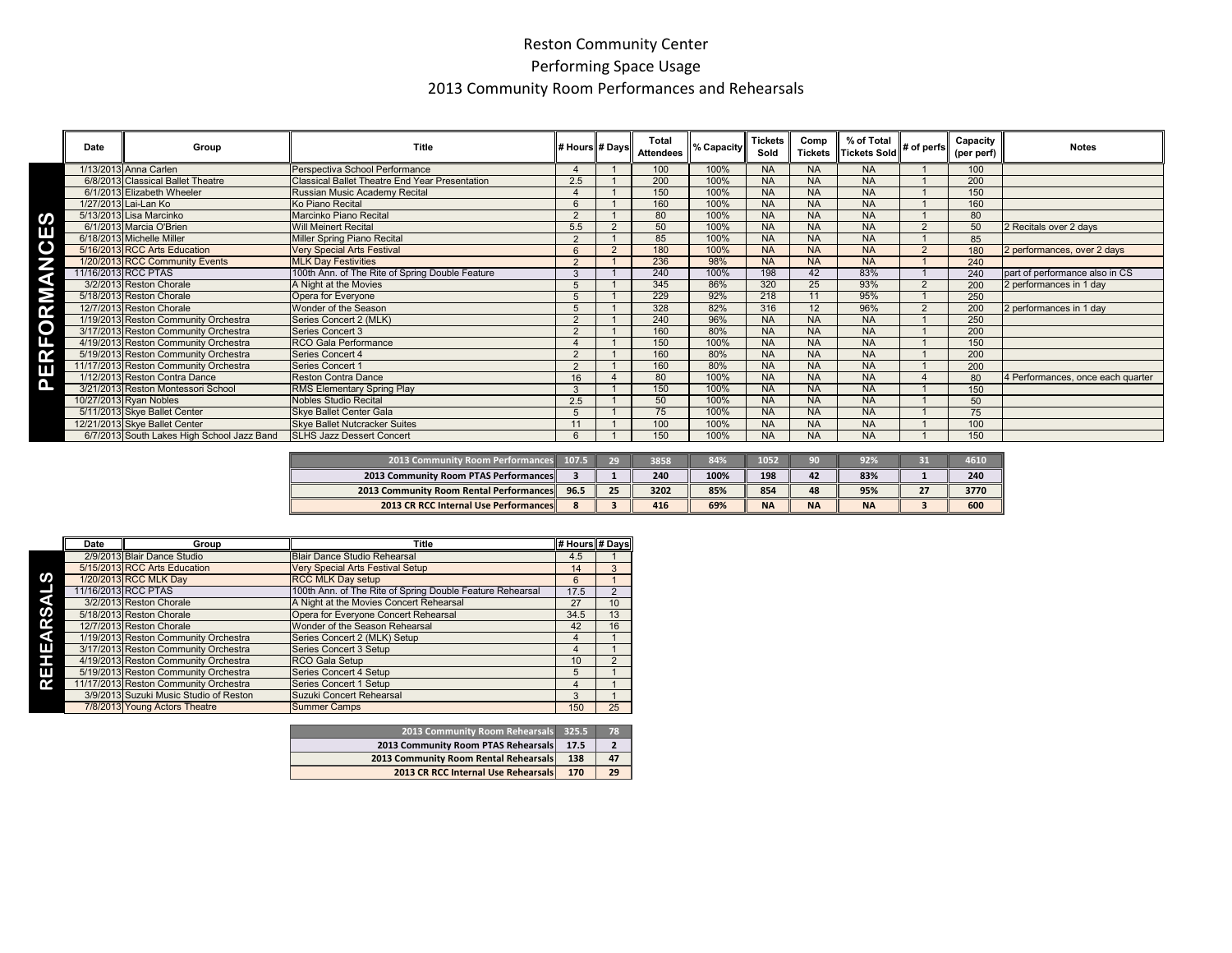# Reston Community Center

## Performing Space Usage

## 2013 Community Room Performances and Rehearsals

**PERFORMANCES**

| Date | Group | Title | # Hours | # Days | Total Attendees | % Capacity | Tickets Sold | Comp Tickets | % of Total Tickets Sold | # of perfs | Capacity (per perf) | Notes |
|---|---|---|---|---|---|---|---|---|---|---|---|---|
| 1/13/2013 | Anna Carlen | Perspectiva School Performance | 4 | 1 | 100 | 100% | NA | NA | NA | 1 | 100 | |
| 6/8/2013 | Classical Ballet Theatre | Classical Ballet Theatre End Year Presentation | 2.5 | 1 | 200 | 100% | NA | NA | NA | 1 | 200 | |
| 6/1/2013 | Elizabeth Wheeler | Russian Music Academy Recital | 4 | 1 | 150 | 100% | NA | NA | NA | 1 | 150 | |
| 1/27/2013 | Lai-Lan Ko | Ko Piano Recital | 6 | 1 | 160 | 100% | NA | NA | NA | 1 | 160 | |
| 5/13/2013 | Lisa Marcinko | Marcinko Piano Recital | 2 | 1 | 80 | 100% | NA | NA | NA | 1 | 80 | |
| 6/1/2013 | Marcia O'Brien | Will Meinert Recital | 5.5 | 2 | 50 | 100% | NA | NA | NA | 2 | 50 | 2 Recitals over 2 days |
| 6/18/2013 | Michelle Miller | Miller Spring Piano Recital | 2 | 1 | 85 | 100% | NA | NA | NA | 1 | 85 | |
| 5/16/2013 | RCC Arts Education | Very Special Arts Festival | 6 | 2 | 180 | 100% | NA | NA | NA | 2 | 180 | 2 performances, over 2 days |
| 1/20/2013 | RCC Community Events | MLK Day Festivities | 2 | 1 | 236 | 98% | NA | NA | NA | 1 | 240 | |
| 11/16/2013 | RCC PTAS | 100th Ann. of The Rite of Spring Double Feature | 3 | 1 | 240 | 100% | 198 | 42 | 83% | 1 | 240 | part of performance also in CS |
| 3/2/2013 | Reston Chorale | A Night at the Movies | 5 | 1 | 345 | 86% | 320 | 25 | 93% | 2 | 200 | 2 performances in 1 day |
| 5/18/2013 | Reston Chorale | Opera for Everyone | 5 | 1 | 229 | 92% | 218 | 11 | 95% | 1 | 250 | |
| 12/7/2013 | Reston Chorale | Wonder of the Season | 5 | 1 | 328 | 82% | 316 | 12 | 96% | 2 | 200 | 2 performances in 1 day |
| 1/19/2013 | Reston Community Orchestra | Series Concert 2 (MLK) | 2 | 1 | 240 | 96% | NA | NA | NA | 1 | 250 | |
| 3/17/2013 | Reston Community Orchestra | Series Concert 3 | 2 | 1 | 160 | 80% | NA | NA | NA | 1 | 200 | |
| 4/19/2013 | Reston Community Orchestra | RCO Gala Performance | 4 | 1 | 150 | 100% | NA | NA | NA | 1 | 150 | |
| 5/19/2013 | Reston Community Orchestra | Series Concert 4 | 2 | 1 | 160 | 80% | NA | NA | NA | 1 | 200 | |
| 11/17/2013 | Reston Community Orchestra | Series Concert 1 | 2 | 1 | 160 | 80% | NA | NA | NA | 1 | 200 | |
| 1/12/2013 | Reston Contra Dance | Reston Contra Dance | 16 | 4 | 80 | 100% | NA | NA | NA | 4 | 80 | 4 Performances, once each quarter |
| 3/21/2013 | Reston Montessori School | RMS Elementary Spring Play | 3 | 1 | 150 | 100% | NA | NA | NA | 1 | 150 | |
| 10/27/2013 | Ryan Nobles | Nobles Studio Recital | 2.5 | 1 | 50 | 100% | NA | NA | NA | 1 | 50 | |
| 5/11/2013 | Skye Ballet Center | Skye Ballet Center Gala | 5 | 1 | 75 | 100% | NA | NA | NA | 1 | 75 | |
| 12/21/2013 | Skye Ballet Center | Skye Ballet Nutcracker Suites | 11 | 1 | 100 | 100% | NA | NA | NA | 1 | 100 | |
| 6/7/2013 | South Lakes High School Jazz Band | SLHS Jazz Dessert Concert | 6 | 1 | 150 | 100% | NA | NA | NA | 1 | 150 | |

| | # Hours | # Days | Total Attendees | % Capacity | Tickets Sold | Comp Tickets | % of Total Tickets Sold | # of perfs | Capacity (per perf) |
|---|---|---|---|---|---|---|---|---|---|
| **2013 Community Room Performances** | **107.5** | **29** | **3858** | **84%** | **1052** | **90** | **92%** | **31** | **4610** |
| **2013 Community Room PTAS Performances** | **3** | **1** | **240** | **100%** | **198** | **42** | **83%** | **1** | **240** |
| **2013 Community Room Rental Performances** | **96.5** | **25** | **3202** | **85%** | **854** | **48** | **95%** | **27** | **3770** |
| **2013 CR RCC Internal Use Performances** | **8** | **3** | **416** | **69%** | **NA** | **NA** | **NA** | **3** | **600** |

**REHEARSALS**

| Date | Group | Title | # Hours | # Days |
|---|---|---|---|---|
| 2/9/2013 | Blair Dance Studio | Blair Dance Studio Rehearsal | 4.5 | 1 |
| 5/15/2013 | RCC Arts Education | Very Special Arts Festival Setup | 14 | 3 |
| 1/20/2013 | RCC MLK Day | RCC MLK Day setup | 6 | 1 |
| 11/16/2013 | RCC PTAS | 100th Ann. of The Rite of Spring Double Feature Rehearsal | 17.5 | 2 |
| 3/2/2013 | Reston Chorale | A Night at the Movies Concert Rehearsal | 27 | 10 |
| 5/18/2013 | Reston Chorale | Opera for Everyone Concert Rehearsal | 34.5 | 13 |
| 12/7/2013 | Reston Chorale | Wonder of the Season Rehearsal | 42 | 16 |
| 1/19/2013 | Reston Community Orchestra | Series Concert 2 (MLK) Setup | 4 | 1 |
| 3/17/2013 | Reston Community Orchestra | Series Concert 3 Setup | 4 | 1 |
| 4/19/2013 | Reston Community Orchestra | RCO Gala Setup | 10 | 2 |
| 5/19/2013 | Reston Community Orchestra | Series Concert 4 Setup | 5 | 1 |
| 11/17/2013 | Reston Community Orchestra | Series Concert 1 Setup | 4 | 1 |
| 3/9/2013 | Suzuki Music Studio of Reston | Suzuki Concert Rehearsal | 3 | 1 |
| 7/8/2013 | Young Actors Theatre | Summer Camps | 150 | 25 |

| | # Hours | # Days |
|---|---|---|
| **2013 Community Room Rehearsals** | **325.5** | **78** |
| **2013 Community Room PTAS Rehearsals** | **17.5** | **2** |
| **2013 Community Room Rental Rehearsals** | **138** | **47** |
| **2013 CR RCC Internal Use Rehearsals** | **170** | **29** |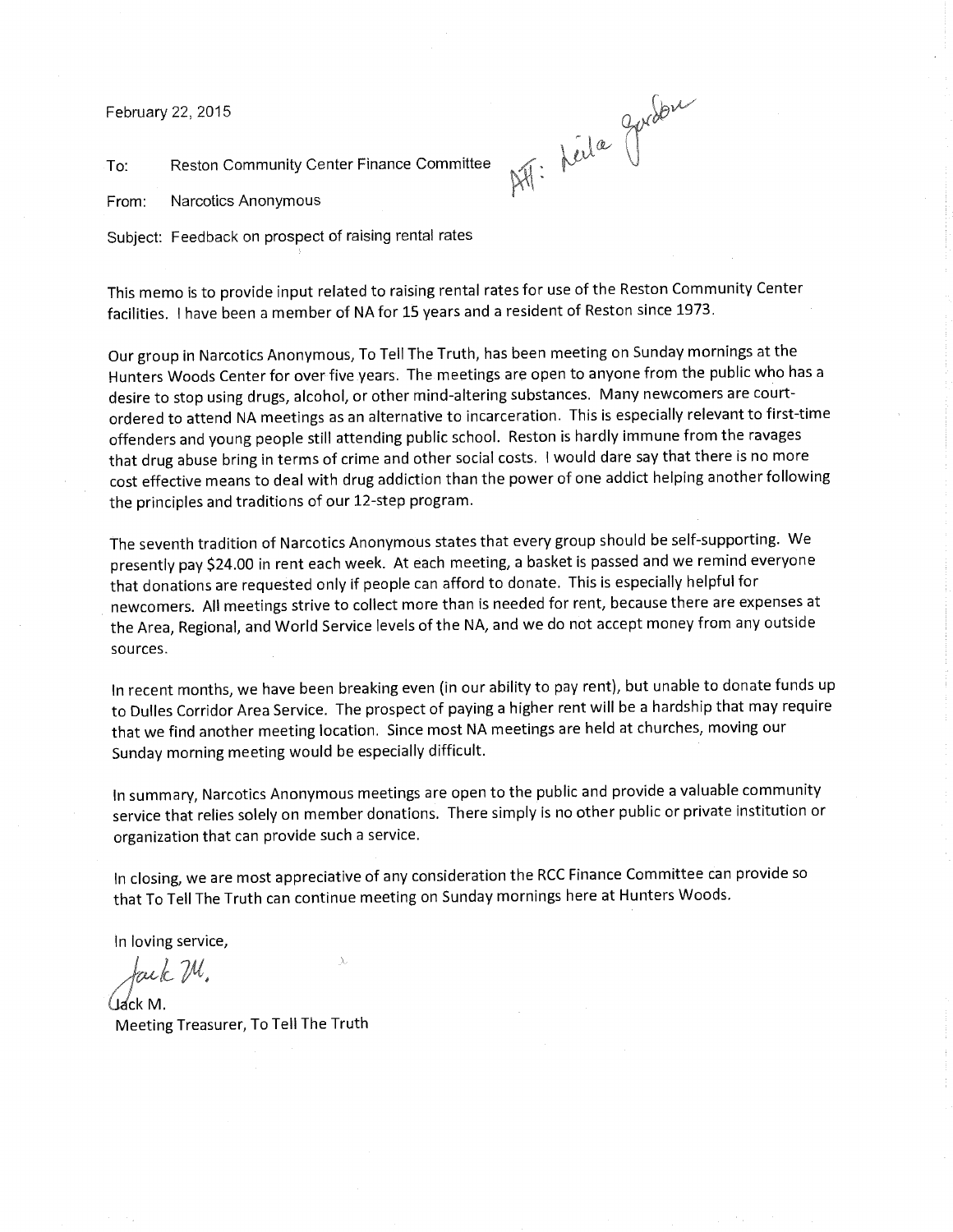February 22, 2015

Att: Leila Gordon

To: Reston Community Center Finance Committee

From: Narcotics Anonymous

Subject: Feedback on prospect of raising rental rates

This memo is to provide input related to raising rental rates for use of the Reston Community Center facilities. I have been a member of NA for 15 years and a resident of Reston since 1973.

Our group in Narcotics Anonymous, To Tell The Truth, has been meeting on Sunday mornings at the Hunters Woods Center for over five years. The meetings are open to anyone from the public who has a desire to stop using drugs, alcohol, or other mind-altering substances. Many newcomers are court-ordered to attend NA meetings as an alternative to incarceration. This is especially relevant to first-time offenders and young people still attending public school. Reston is hardly immune from the ravages that drug abuse bring in terms of crime and other social costs. I would dare say that there is no more cost effective means to deal with drug addiction than the power of one addict helping another following the principles and traditions of our 12-step program.

The seventh tradition of Narcotics Anonymous states that every group should be self-supporting. We presently pay $24.00 in rent each week. At each meeting, a basket is passed and we remind everyone that donations are requested only if people can afford to donate. This is especially helpful for newcomers. All meetings strive to collect more than is needed for rent, because there are expenses at the Area, Regional, and World Service levels of the NA, and we do not accept money from any outside sources.

In recent months, we have been breaking even (in our ability to pay rent), but unable to donate funds up to Dulles Corridor Area Service. The prospect of paying a higher rent will be a hardship that may require that we find another meeting location. Since most NA meetings are held at churches, moving our Sunday morning meeting would be especially difficult.

In summary, Narcotics Anonymous meetings are open to the public and provide a valuable community service that relies solely on member donations. There simply is no other public or private institution or organization that can provide such a service.

In closing, we are most appreciative of any consideration the RCC Finance Committee can provide so that To Tell The Truth can continue meeting on Sunday mornings here at Hunters Woods.

In loving service,

*Jack M.*

Jack M.
Meeting Treasurer, To Tell The Truth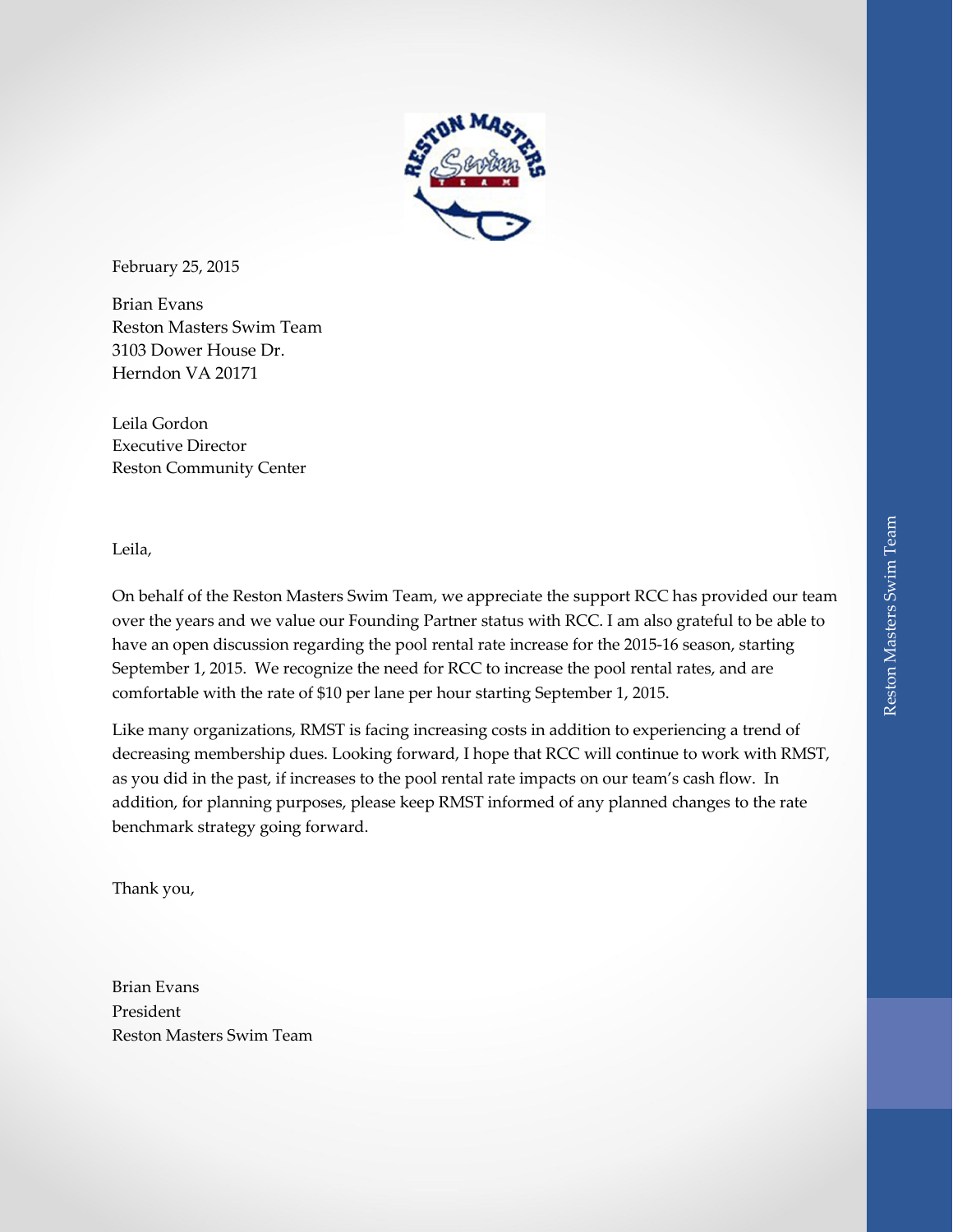February 25, 2015

Brian Evans
Reston Masters Swim Team
3103 Dower House Dr.
Herndon VA 20171

Leila Gordon
Executive Director
Reston Community Center

Leila,

On behalf of the Reston Masters Swim Team, we appreciate the support RCC has provided our team over the years and we value our Founding Partner status with RCC. I am also grateful to be able to have an open discussion regarding the pool rental rate increase for the 2015-16 season, starting September 1, 2015. We recognize the need for RCC to increase the pool rental rates, and are comfortable with the rate of $10 per lane per hour starting September 1, 2015.

Like many organizations, RMST is facing increasing costs in addition to experiencing a trend of decreasing membership dues. Looking forward, I hope that RCC will continue to work with RMST, as you did in the past, if increases to the pool rental rate impacts on our team's cash flow. In addition, for planning purposes, please keep RMST informed of any planned changes to the rate benchmark strategy going forward.

Thank you,

Brian Evans
President
Reston Masters Swim Team